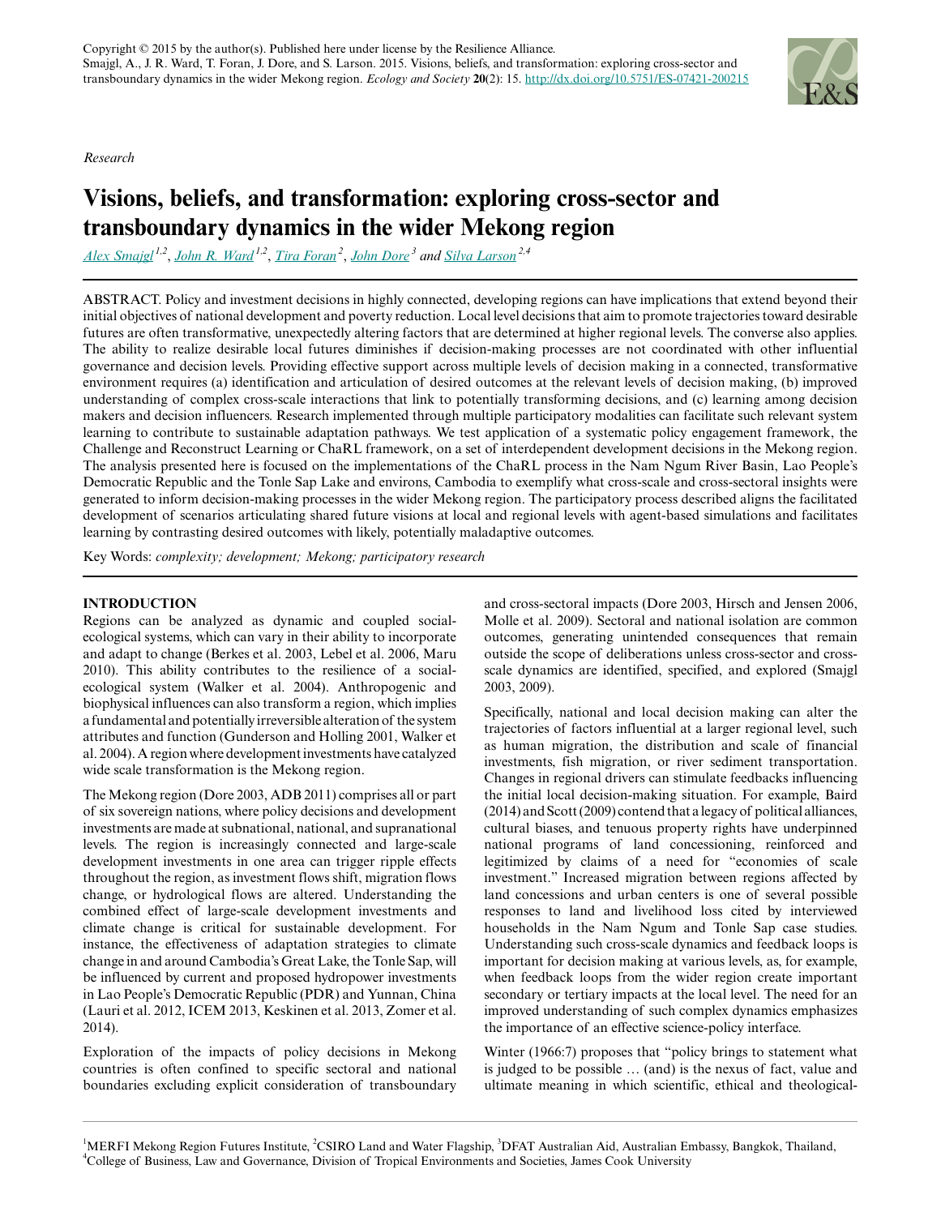Copyright © 2015 by the author(s). Published here under license by the Resilience Alliance.
Smajgl, A., J. R. Ward, T. Foran, J. Dore, and S. Larson. 2015. Visions, beliefs, and transformation: exploring cross-sector and transboundary dynamics in the wider Mekong region. *Ecology and Society* **20**(2): 15. http://dx.doi.org/10.5751/ES-07421-200215

*Research*

# Visions, beliefs, and transformation: exploring cross-sector and transboundary dynamics in the wider Mekong region

Alex Smajgl [1,2], John R. Ward [1,2], Tira Foran [2], John Dore [3] and Silva Larson [2,4]

ABSTRACT. Policy and investment decisions in highly connected, developing regions can have implications that extend beyond their initial objectives of national development and poverty reduction. Local level decisions that aim to promote trajectories toward desirable futures are often transformative, unexpectedly altering factors that are determined at higher regional levels. The converse also applies. The ability to realize desirable local futures diminishes if decision-making processes are not coordinated with other influential governance and decision levels. Providing effective support across multiple levels of decision making in a connected, transformative environment requires (a) identification and articulation of desired outcomes at the relevant levels of decision making, (b) improved understanding of complex cross-scale interactions that link to potentially transforming decisions, and (c) learning among decision makers and decision influencers. Research implemented through multiple participatory modalities can facilitate such relevant system learning to contribute to sustainable adaptation pathways. We test application of a systematic policy engagement framework, the Challenge and Reconstruct Learning or ChaRL framework, on a set of interdependent development decisions in the Mekong region. The analysis presented here is focused on the implementations of the ChaRL process in the Nam Ngum River Basin, Lao People's Democratic Republic and the Tonle Sap Lake and environs, Cambodia to exemplify what cross-scale and cross-sectoral insights were generated to inform decision-making processes in the wider Mekong region. The participatory process described aligns the facilitated development of scenarios articulating shared future visions at local and regional levels with agent-based simulations and facilitates learning by contrasting desired outcomes with likely, potentially maladaptive outcomes.

Key Words: *complexity; development; Mekong; participatory research*

## INTRODUCTION

Regions can be analyzed as dynamic and coupled social-ecological systems, which can vary in their ability to incorporate and adapt to change (Berkes et al. 2003, Lebel et al. 2006, Maru 2010). This ability contributes to the resilience of a social-ecological system (Walker et al. 2004). Anthropogenic and biophysical influences can also transform a region, which implies a fundamental and potentially irreversible alteration of the system attributes and function (Gunderson and Holling 2001, Walker et al. 2004). A region where development investments have catalyzed wide scale transformation is the Mekong region.

The Mekong region (Dore 2003, ADB 2011) comprises all or part of six sovereign nations, where policy decisions and development investments are made at subnational, national, and supranational levels. The region is increasingly connected and large-scale development investments in one area can trigger ripple effects throughout the region, as investment flows shift, migration flows change, or hydrological flows are altered. Understanding the combined effect of large-scale development investments and climate change is critical for sustainable development. For instance, the effectiveness of adaptation strategies to climate change in and around Cambodia's Great Lake, the Tonle Sap, will be influenced by current and proposed hydropower investments in Lao People's Democratic Republic (PDR) and Yunnan, China (Lauri et al. 2012, ICEM 2013, Keskinen et al. 2013, Zomer et al. 2014).

Exploration of the impacts of policy decisions in Mekong countries is often confined to specific sectoral and national boundaries excluding explicit consideration of transboundary and cross-sectoral impacts (Dore 2003, Hirsch and Jensen 2006, Molle et al. 2009). Sectoral and national isolation are common outcomes, generating unintended consequences that remain outside the scope of deliberations unless cross-sector and cross-scale dynamics are identified, specified, and explored (Smajgl 2003, 2009).

Specifically, national and local decision making can alter the trajectories of factors influential at a larger regional level, such as human migration, the distribution and scale of financial investments, fish migration, or river sediment transportation. Changes in regional drivers can stimulate feedbacks influencing the initial local decision-making situation. For example, Baird (2014) and Scott (2009) contend that a legacy of political alliances, cultural biases, and tenuous property rights have underpinned national programs of land concessioning, reinforced and legitimized by claims of a need for "economies of scale investment." Increased migration between regions affected by land concessions and urban centers is one of several possible responses to land and livelihood loss cited by interviewed households in the Nam Ngum and Tonle Sap case studies. Understanding such cross-scale dynamics and feedback loops is important for decision making at various levels, as, for example, when feedback loops from the wider region create important secondary or tertiary impacts at the local level. The need for an improved understanding of such complex dynamics emphasizes the importance of an effective science-policy interface.

Winter (1966:7) proposes that "policy brings to statement what is judged to be possible … (and) is the nexus of fact, value and ultimate meaning in which scientific, ethical and theological-

[1] MERFI Mekong Region Futures Institute, [2] CSIRO Land and Water Flagship, [3] DFAT Australian Aid, Australian Embassy, Bangkok, Thailand, [4] College of Business, Law and Governance, Division of Tropical Environments and Societies, James Cook University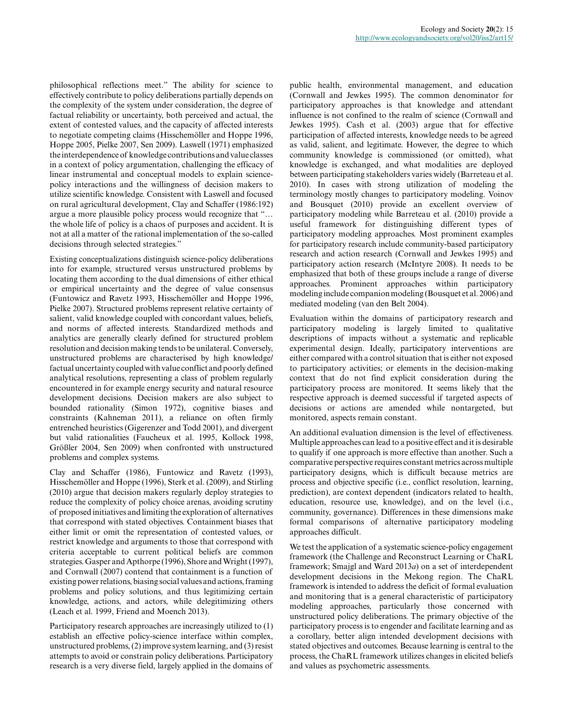philosophical reflections meet." The ability for science to effectively contribute to policy deliberations partially depends on the complexity of the system under consideration, the degree of factual reliability or uncertainty, both perceived and actual, the extent of contested values, and the capacity of affected interests to negotiate competing claims (Hisschemöller and Hoppe 1996, Hoppe 2005, Pielke 2007, Sen 2009). Laswell (1971) emphasized the interdependence of knowledge contributions and value classes in a context of policy argumentation, challenging the efficacy of linear instrumental and conceptual models to explain science-policy interactions and the willingness of decision makers to utilize scientific knowledge. Consistent with Laswell and focused on rural agricultural development, Clay and Schaffer (1986:192) argue a more plausible policy process would recognize that "… the whole life of policy is a chaos of purposes and accident. It is not at all a matter of the rational implementation of the so-called decisions through selected strategies."

Existing conceptualizations distinguish science-policy deliberations into for example, structured versus unstructured problems by locating them according to the dual dimensions of either ethical or empirical uncertainty and the degree of value consensus (Funtowicz and Ravetz 1993, Hisschemöller and Hoppe 1996, Pielke 2007). Structured problems represent relative certainty of salient, valid knowledge coupled with concordant values, beliefs, and norms of affected interests. Standardized methods and analytics are generally clearly defined for structured problem resolution and decision making tends to be unilateral. Conversely, unstructured problems are characterised by high knowledge/factual uncertainty coupled with value conflict and poorly defined analytical resolutions, representing a class of problem regularly encountered in for example energy security and natural resource development decisions. Decision makers are also subject to bounded rationality (Simon 1972), cognitive biases and constraints (Kahneman 2011), a reliance on often firmly entrenched heuristics (Gigerenzer and Todd 2001), and divergent but valid rationalities (Faucheux et al. 1995, Kollock 1998, Größler 2004, Sen 2009) when confronted with unstructured problems and complex systems.

Clay and Schaffer (1986), Funtowicz and Ravetz (1993), Hisschemöller and Hoppe (1996), Sterk et al. (2009), and Stirling (2010) argue that decision makers regularly deploy strategies to reduce the complexity of policy choice arenas, avoiding scrutiny of proposed initiatives and limiting the exploration of alternatives that correspond with stated objectives. Containment biases that either limit or omit the representation of contested values, or restrict knowledge and arguments to those that correspond with criteria acceptable to current political beliefs are common strategies. Gasper and Apthorpe (1996), Shore and Wright (1997), and Cornwall (2007) contend that containment is a function of existing power relations, biasing social values and actions, framing problems and policy solutions, and thus legitimizing certain knowledge, actions, and actors, while delegitimizing others (Leach et al. 1999, Friend and Moench 2013).

Participatory research approaches are increasingly utilized to (1) establish an effective policy-science interface within complex, unstructured problems, (2) improve system learning, and (3) resist attempts to avoid or constrain policy deliberations. Participatory research is a very diverse field, largely applied in the domains of public health, environmental management, and education (Cornwall and Jewkes 1995). The common denominator for participatory approaches is that knowledge and attendant influence is not confined to the realm of science (Cornwall and Jewkes 1995). Cash et al. (2003) argue that for effective participation of affected interests, knowledge needs to be agreed as valid, salient, and legitimate. However, the degree to which community knowledge is commissioned (or omitted), what knowledge is exchanged, and what modalities are deployed between participating stakeholders varies widely (Barreteau et al. 2010). In cases with strong utilization of modeling the terminology mostly changes to participatory modeling. Voinov and Bousquet (2010) provide an excellent overview of participatory modeling while Barreteau et al. (2010) provide a useful framework for distinguishing different types of participatory modeling approaches. Most prominent examples for participatory research include community-based participatory research and action research (Cornwall and Jewkes 1995) and participatory action research (McIntyre 2008). It needs to be emphasized that both of these groups include a range of diverse approaches. Prominent approaches within participatory modeling include companion modeling (Bousquet et al. 2006) and mediated modeling (van den Belt 2004).

Evaluation within the domains of participatory research and participatory modeling is largely limited to qualitative descriptions of impacts without a systematic and replicable experimental design. Ideally, participatory interventions are either compared with a control situation that is either not exposed to participatory activities; or elements in the decision-making context that do not find explicit consideration during the participatory process are monitored. It seems likely that the respective approach is deemed successful if targeted aspects of decisions or actions are amended while nontargeted, but monitored, aspects remain constant.

An additional evaluation dimension is the level of effectiveness. Multiple approaches can lead to a positive effect and it is desirable to qualify if one approach is more effective than another. Such a comparative perspective requires constant metrics across multiple participatory designs, which is difficult because metrics are process and objective specific (i.e., conflict resolution, learning, prediction), are context dependent (indicators related to health, education, resource use, knowledge), and on the level (i.e., community, governance). Differences in these dimensions make formal comparisons of alternative participatory modeling approaches difficult.

We test the application of a systematic science-policy engagement framework (the Challenge and Reconstruct Learning or ChaRL framework; Smajgl and Ward 2013*a*) on a set of interdependent development decisions in the Mekong region. The ChaRL framework is intended to address the deficit of formal evaluation and monitoring that is a general characteristic of participatory modeling approaches, particularly those concerned with unstructured policy deliberations. The primary objective of the participatory process is to engender and facilitate learning and as a corollary, better align intended development decisions with stated objectives and outcomes. Because learning is central to the process, the ChaRL framework utilizes changes in elicited beliefs and values as psychometric assessments.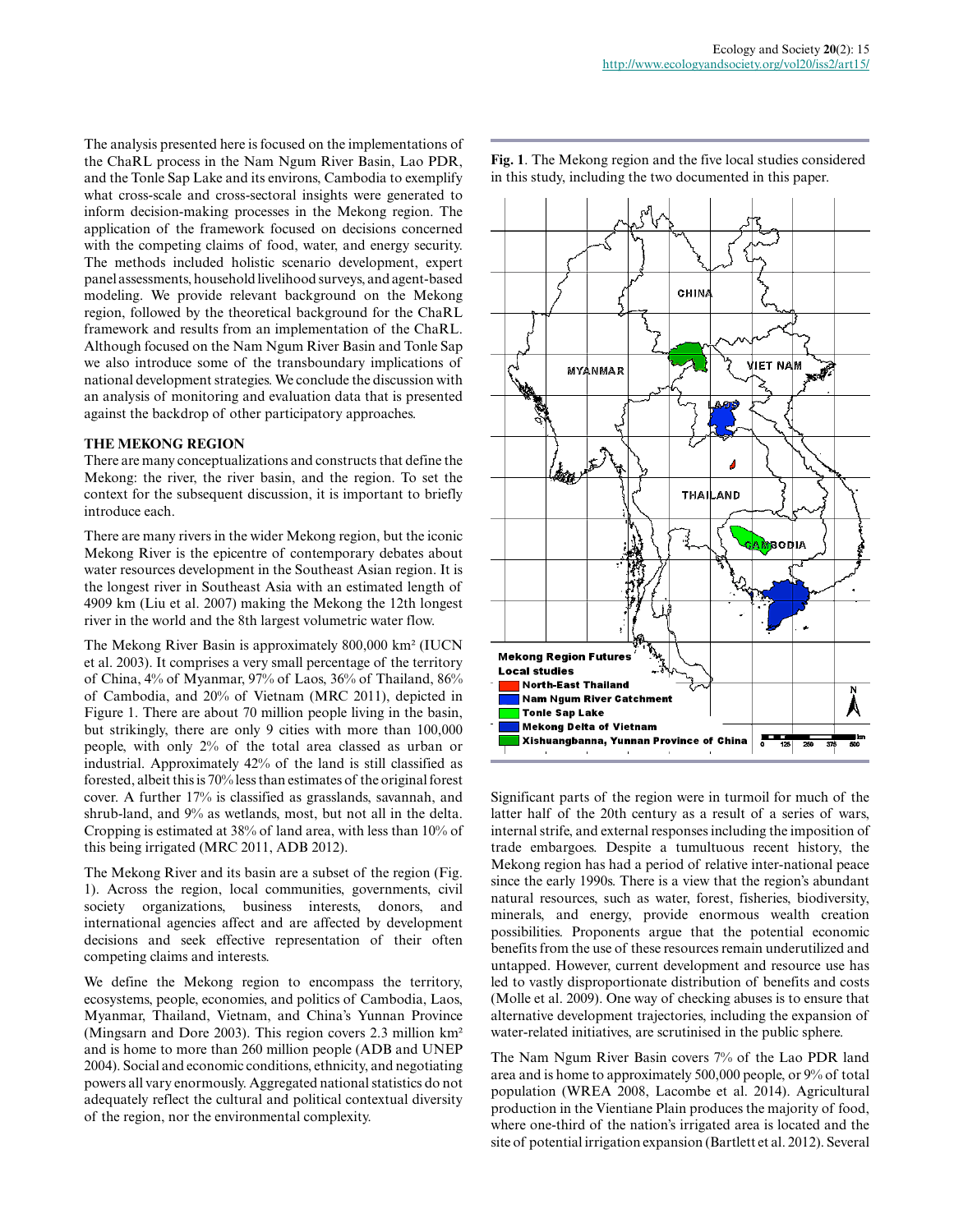The analysis presented here is focused on the implementations of the ChaRL process in the Nam Ngum River Basin, Lao PDR, and the Tonle Sap Lake and its environs, Cambodia to exemplify what cross-scale and cross-sectoral insights were generated to inform decision-making processes in the Mekong region. The application of the framework focused on decisions concerned with the competing claims of food, water, and energy security. The methods included holistic scenario development, expert panel assessments, household livelihood surveys, and agent-based modeling. We provide relevant background on the Mekong region, followed by the theoretical background for the ChaRL framework and results from an implementation of the ChaRL. Although focused on the Nam Ngum River Basin and Tonle Sap we also introduce some of the transboundary implications of national development strategies. We conclude the discussion with an analysis of monitoring and evaluation data that is presented against the backdrop of other participatory approaches.

## THE MEKONG REGION

There are many conceptualizations and constructs that define the Mekong: the river, the river basin, and the region. To set the context for the subsequent discussion, it is important to briefly introduce each.

There are many rivers in the wider Mekong region, but the iconic Mekong River is the epicentre of contemporary debates about water resources development in the Southeast Asian region. It is the longest river in Southeast Asia with an estimated length of 4909 km (Liu et al. 2007) making the Mekong the 12th longest river in the world and the 8th largest volumetric water flow.

The Mekong River Basin is approximately 800,000 km² (IUCN et al. 2003). It comprises a very small percentage of the territory of China, 4% of Myanmar, 97% of Laos, 36% of Thailand, 86% of Cambodia, and 20% of Vietnam (MRC 2011), depicted in Figure 1. There are about 70 million people living in the basin, but strikingly, there are only 9 cities with more than 100,000 people, with only 2% of the total area classed as urban or industrial. Approximately 42% of the land is still classified as forested, albeit this is 70% less than estimates of the original forest cover. A further 17% is classified as grasslands, savannah, and shrub-land, and 9% as wetlands, most, but not all in the delta. Cropping is estimated at 38% of land area, with less than 10% of this being irrigated (MRC 2011, ADB 2012).

The Mekong River and its basin are a subset of the region (Fig. 1). Across the region, local communities, governments, civil society organizations, business interests, donors, and international agencies affect and are affected by development decisions and seek effective representation of their often competing claims and interests.

We define the Mekong region to encompass the territory, ecosystems, people, economies, and politics of Cambodia, Laos, Myanmar, Thailand, Vietnam, and China's Yunnan Province (Mingsarn and Dore 2003). This region covers 2.3 million km² and is home to more than 260 million people (ADB and UNEP 2004). Social and economic conditions, ethnicity, and negotiating powers all vary enormously. Aggregated national statistics do not adequately reflect the cultural and political contextual diversity of the region, nor the environmental complexity.

**Fig. 1**. The Mekong region and the five local studies considered in this study, including the two documented in this paper.

Significant parts of the region were in turmoil for much of the latter half of the 20th century as a result of a series of wars, internal strife, and external responses including the imposition of trade embargoes. Despite a tumultuous recent history, the Mekong region has had a period of relative inter-national peace since the early 1990s. There is a view that the region's abundant natural resources, such as water, forest, fisheries, biodiversity, minerals, and energy, provide enormous wealth creation possibilities. Proponents argue that the potential economic benefits from the use of these resources remain underutilized and untapped. However, current development and resource use has led to vastly disproportionate distribution of benefits and costs (Molle et al. 2009). One way of checking abuses is to ensure that alternative development trajectories, including the expansion of water-related initiatives, are scrutinised in the public sphere.

The Nam Ngum River Basin covers 7% of the Lao PDR land area and is home to approximately 500,000 people, or 9% of total population (WREA 2008, Lacombe et al. 2014). Agricultural production in the Vientiane Plain produces the majority of food, where one-third of the nation's irrigated area is located and the site of potential irrigation expansion (Bartlett et al. 2012). Several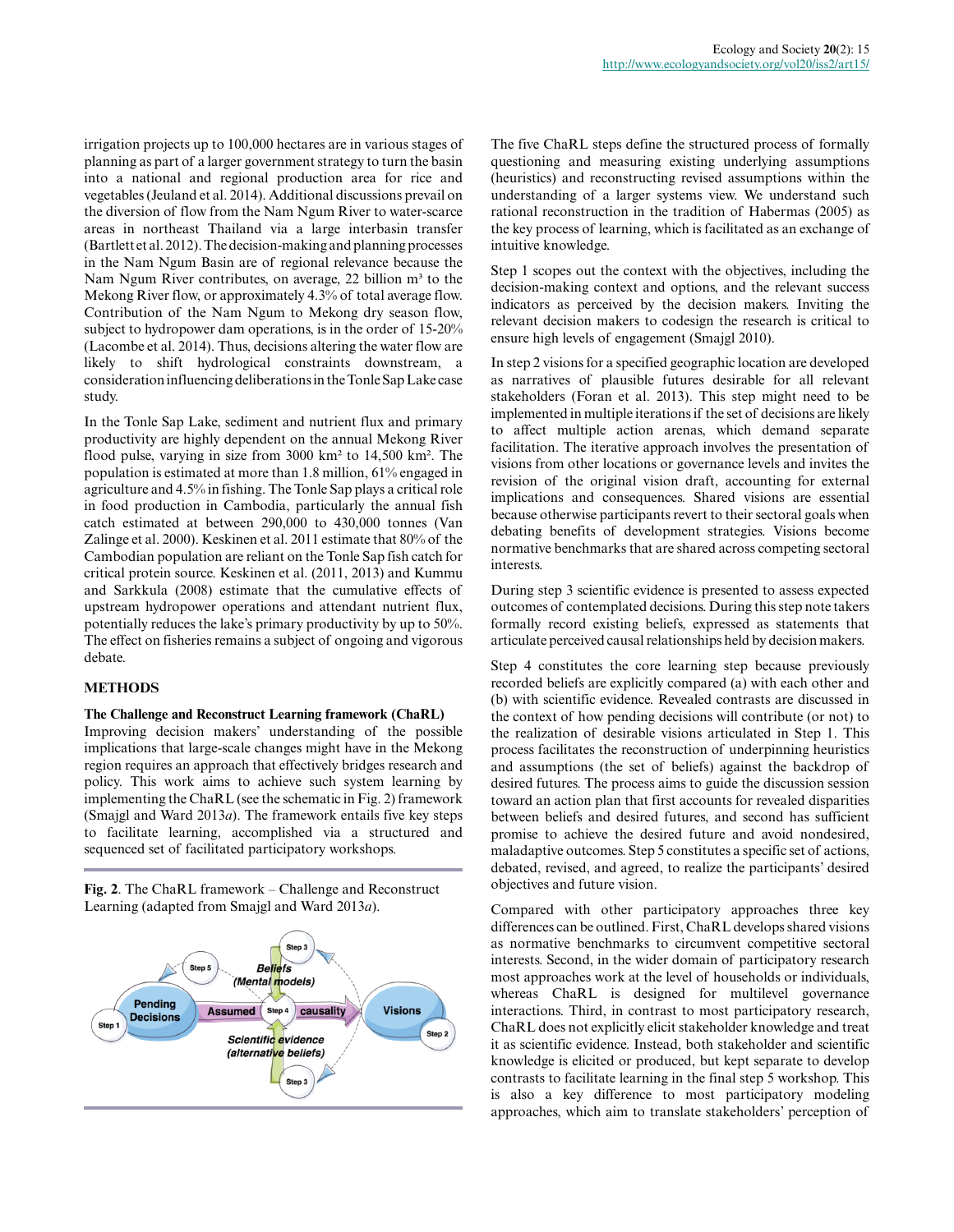irrigation projects up to 100,000 hectares are in various stages of planning as part of a larger government strategy to turn the basin into a national and regional production area for rice and vegetables (Jeuland et al. 2014). Additional discussions prevail on the diversion of flow from the Nam Ngum River to water-scarce areas in northeast Thailand via a large interbasin transfer (Bartlett et al. 2012). The decision-making and planning processes in the Nam Ngum Basin are of regional relevance because the Nam Ngum River contributes, on average, 22 billion m³ to the Mekong River flow, or approximately 4.3% of total average flow. Contribution of the Nam Ngum to Mekong dry season flow, subject to hydropower dam operations, is in the order of 15-20% (Lacombe et al. 2014). Thus, decisions altering the water flow are likely to shift hydrological constraints downstream, a consideration influencing deliberations in the Tonle Sap Lake case study.

In the Tonle Sap Lake, sediment and nutrient flux and primary productivity are highly dependent on the annual Mekong River flood pulse, varying in size from 3000 km² to 14,500 km². The population is estimated at more than 1.8 million, 61% engaged in agriculture and 4.5% in fishing. The Tonle Sap plays a critical role in food production in Cambodia, particularly the annual fish catch estimated at between 290,000 to 430,000 tonnes (Van Zalinge et al. 2000). Keskinen et al. 2011 estimate that 80% of the Cambodian population are reliant on the Tonle Sap fish catch for critical protein source. Keskinen et al. (2011, 2013) and Kummu and Sarkkula (2008) estimate that the cumulative effects of upstream hydropower operations and attendant nutrient flux, potentially reduces the lake's primary productivity by up to 50%. The effect on fisheries remains a subject of ongoing and vigorous debate.

## METHODS

### The Challenge and Reconstruct Learning framework (ChaRL)

Improving decision makers' understanding of the possible implications that large-scale changes might have in the Mekong region requires an approach that effectively bridges research and policy. This work aims to achieve such system learning by implementing the ChaRL (see the schematic in Fig. 2) framework (Smajgl and Ward 2013*a*). The framework entails five key steps to facilitate learning, accomplished via a structured and sequenced set of facilitated participatory workshops.

**Fig. 2**. The ChaRL framework – Challenge and Reconstruct Learning (adapted from Smajgl and Ward 2013*a*).

Step 3
Step 5
Beliefs
(Mental models)
Pending Decisions
Step 1
Assumed
Step 4
causality
Visions
Step 2
Scientific evidence
(alternative beliefs)
Step 3

The five ChaRL steps define the structured process of formally questioning and measuring existing underlying assumptions (heuristics) and reconstructing revised assumptions within the understanding of a larger systems view. We understand such rational reconstruction in the tradition of Habermas (2005) as the key process of learning, which is facilitated as an exchange of intuitive knowledge.

Step 1 scopes out the context with the objectives, including the decision-making context and options, and the relevant success indicators as perceived by the decision makers. Inviting the relevant decision makers to codesign the research is critical to ensure high levels of engagement (Smajgl 2010).

In step 2 visions for a specified geographic location are developed as narratives of plausible futures desirable for all relevant stakeholders (Foran et al. 2013). This step might need to be implemented in multiple iterations if the set of decisions are likely to affect multiple action arenas, which demand separate facilitation. The iterative approach involves the presentation of visions from other locations or governance levels and invites the revision of the original vision draft, accounting for external implications and consequences. Shared visions are essential because otherwise participants revert to their sectoral goals when debating benefits of development strategies. Visions become normative benchmarks that are shared across competing sectoral interests.

During step 3 scientific evidence is presented to assess expected outcomes of contemplated decisions. During this step note takers formally record existing beliefs, expressed as statements that articulate perceived causal relationships held by decision makers.

Step 4 constitutes the core learning step because previously recorded beliefs are explicitly compared (a) with each other and (b) with scientific evidence. Revealed contrasts are discussed in the context of how pending decisions will contribute (or not) to the realization of desirable visions articulated in Step 1. This process facilitates the reconstruction of underpinning heuristics and assumptions (the set of beliefs) against the backdrop of desired futures. The process aims to guide the discussion session toward an action plan that first accounts for revealed disparities between beliefs and desired futures, and second has sufficient promise to achieve the desired future and avoid nondesired, maladaptive outcomes. Step 5 constitutes a specific set of actions, debated, revised, and agreed, to realize the participants' desired objectives and future vision.

Compared with other participatory approaches three key differences can be outlined. First, ChaRL develops shared visions as normative benchmarks to circumvent competitive sectoral interests. Second, in the wider domain of participatory research most approaches work at the level of households or individuals, whereas ChaRL is designed for multilevel governance interactions. Third, in contrast to most participatory research, ChaRL does not explicitly elicit stakeholder knowledge and treat it as scientific evidence. Instead, both stakeholder and scientific knowledge is elicited or produced, but kept separate to develop contrasts to facilitate learning in the final step 5 workshop. This is also a key difference to most participatory modeling approaches, which aim to translate stakeholders' perception of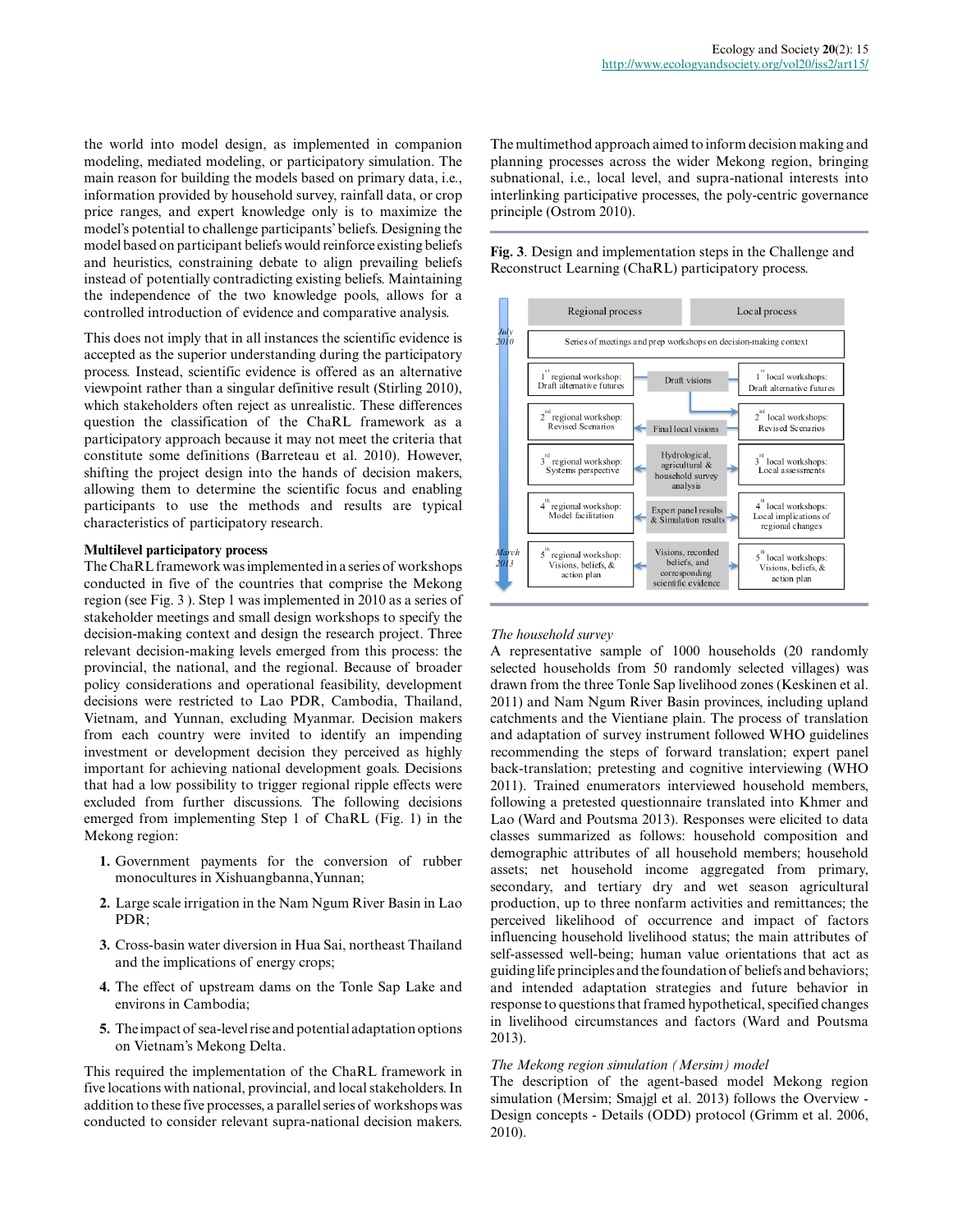the world into model design, as implemented in companion modeling, mediated modeling, or participatory simulation. The main reason for building the models based on primary data, i.e., information provided by household survey, rainfall data, or crop price ranges, and expert knowledge only is to maximize the model's potential to challenge participants' beliefs. Designing the model based on participant beliefs would reinforce existing beliefs and heuristics, constraining debate to align prevailing beliefs instead of potentially contradicting existing beliefs. Maintaining the independence of the two knowledge pools, allows for a controlled introduction of evidence and comparative analysis.

This does not imply that in all instances the scientific evidence is accepted as the superior understanding during the participatory process. Instead, scientific evidence is offered as an alternative viewpoint rather than a singular definitive result (Stirling 2010), which stakeholders often reject as unrealistic. These differences question the classification of the ChaRL framework as a participatory approach because it may not meet the criteria that constitute some definitions (Barreteau et al. 2010). However, shifting the project design into the hands of decision makers, allowing them to determine the scientific focus and enabling participants to use the methods and results are typical characteristics of participatory research.

### Multilevel participatory process

The ChaRL framework was implemented in a series of workshops conducted in five of the countries that comprise the Mekong region (see Fig. 3 ). Step 1 was implemented in 2010 as a series of stakeholder meetings and small design workshops to specify the decision-making context and design the research project. Three relevant decision-making levels emerged from this process: the provincial, the national, and the regional. Because of broader policy considerations and operational feasibility, development decisions were restricted to Lao PDR, Cambodia, Thailand, Vietnam, and Yunnan, excluding Myanmar. Decision makers from each country were invited to identify an impending investment or development decision they perceived as highly important for achieving national development goals. Decisions that had a low possibility to trigger regional ripple effects were excluded from further discussions. The following decisions emerged from implementing Step 1 of ChaRL (Fig. 1) in the Mekong region:

1. Government payments for the conversion of rubber monocultures in Xishuangbanna, Yunnan;
2. Large scale irrigation in the Nam Ngum River Basin in Lao PDR;
3. Cross-basin water diversion in Hua Sai, northeast Thailand and the implications of energy crops;
4. The effect of upstream dams on the Tonle Sap Lake and environs in Cambodia;
5. The impact of sea-level rise and potential adaptation options on Vietnam's Mekong Delta.

This required the implementation of the ChaRL framework in five locations with national, provincial, and local stakeholders. In addition to these five processes, a parallel series of workshops was conducted to consider relevant supra-national decision makers. The multimethod approach aimed to inform decision making and planning processes across the wider Mekong region, bringing subnational, i.e., local level, and supra-national interests into interlinking participative processes, the poly-centric governance principle (Ostrom 2010).

**Fig. 3**. Design and implementation steps in the Challenge and Reconstruct Learning (ChaRL) participatory process.

| Regional process | | Local process |
|---|---|---|
| July 2010: Series of meetings and prep workshops on decision-making context | | |
| 1st regional workshop: Draft alternative futures | Draft visions | 1st local workshops: Draft alternative futures |
| 2nd regional workshop: Revised Scenarios | Final local visions | 2nd local workshops: Revised Scenarios |
| 3rd regional workshop: Systems perspective | Hydrological, agricultural & household survey analysis | 3rd local workshops: Local assessments |
| 4th regional workshop: Model facilitation | Expert panel results & Simulation results | 4th local workshops: Local implications of regional changes |
| March 2013: 5th regional workshop: Visions, beliefs, & action plan | Visions, recorded beliefs, and corresponding scientific evidence | 5th local workshops: Visions, beliefs, & action plan |

*The household survey*

A representative sample of 1000 households (20 randomly selected households from 50 randomly selected villages) was drawn from the three Tonle Sap livelihood zones (Keskinen et al. 2011) and Nam Ngum River Basin provinces, including upland catchments and the Vientiane plain. The process of translation and adaptation of survey instrument followed WHO guidelines recommending the steps of forward translation; expert panel back-translation; pretesting and cognitive interviewing (WHO 2011). Trained enumerators interviewed household members, following a pretested questionnaire translated into Khmer and Lao (Ward and Poutsma 2013). Responses were elicited to data classes summarized as follows: household composition and demographic attributes of all household members; household assets; net household income aggregated from primary, secondary, and tertiary dry and wet season agricultural production, up to three nonfarm activities and remittances; the perceived likelihood of occurrence and impact of factors influencing household livelihood status; the main attributes of self-assessed well-being; human value orientations that act as guiding life principles and the foundation of beliefs and behaviors; and intended adaptation strategies and future behavior in response to questions that framed hypothetical, specified changes in livelihood circumstances and factors (Ward and Poutsma 2013).

*The Mekong region simulation (Mersim) model*

The description of the agent-based model Mekong region simulation (Mersim; Smajgl et al. 2013) follows the Overview - Design concepts - Details (ODD) protocol (Grimm et al. 2006, 2010).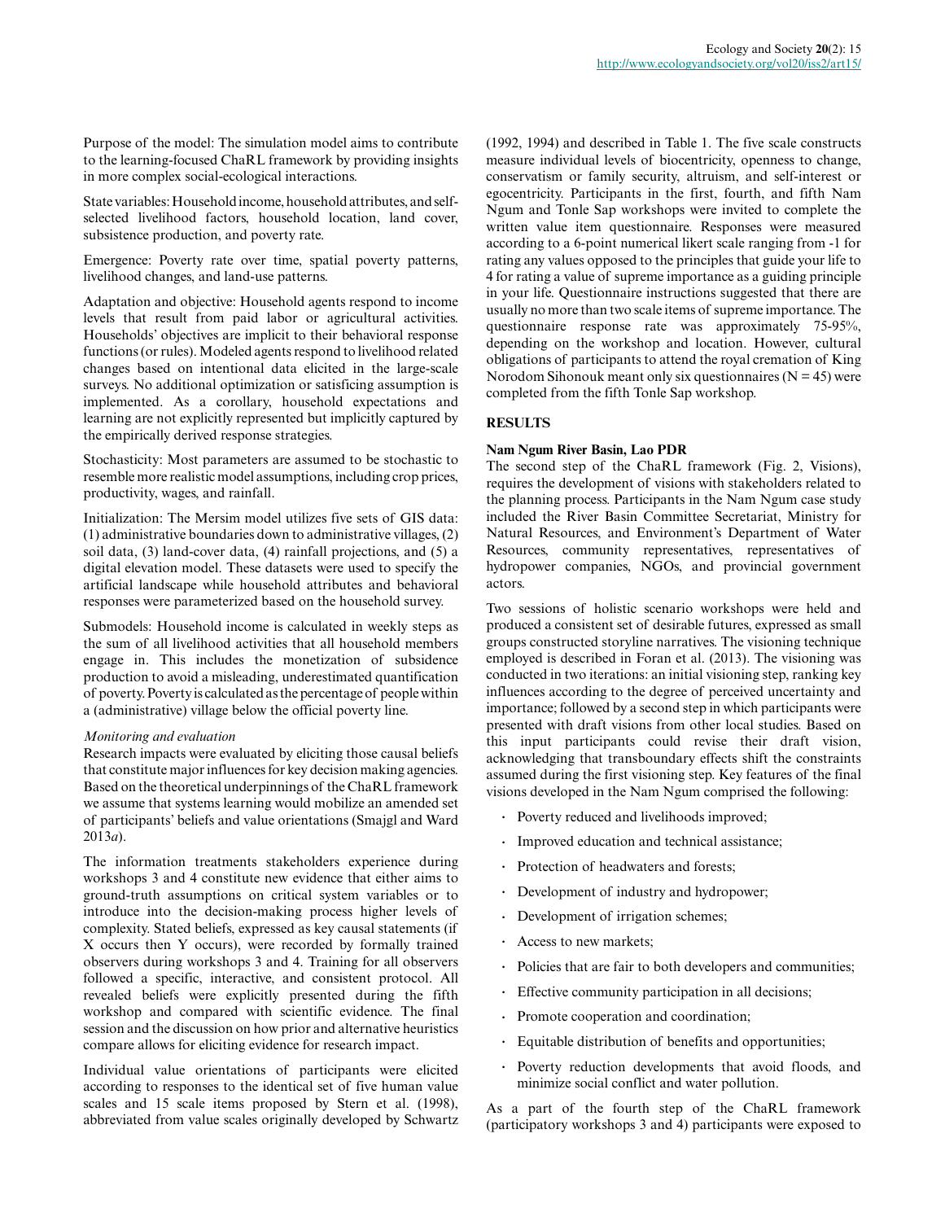Purpose of the model: The simulation model aims to contribute to the learning-focused ChaRL framework by providing insights in more complex social-ecological interactions.

State variables: Household income, household attributes, and self-selected livelihood factors, household location, land cover, subsistence production, and poverty rate.

Emergence: Poverty rate over time, spatial poverty patterns, livelihood changes, and land-use patterns.

Adaptation and objective: Household agents respond to income levels that result from paid labor or agricultural activities. Households' objectives are implicit to their behavioral response functions (or rules). Modeled agents respond to livelihood related changes based on intentional data elicited in the large-scale surveys. No additional optimization or satisficing assumption is implemented. As a corollary, household expectations and learning are not explicitly represented but implicitly captured by the empirically derived response strategies.

Stochasticity: Most parameters are assumed to be stochastic to resemble more realistic model assumptions, including crop prices, productivity, wages, and rainfall.

Initialization: The Mersim model utilizes five sets of GIS data: (1) administrative boundaries down to administrative villages, (2) soil data, (3) land-cover data, (4) rainfall projections, and (5) a digital elevation model. These datasets were used to specify the artificial landscape while household attributes and behavioral responses were parameterized based on the household survey.

Submodels: Household income is calculated in weekly steps as the sum of all livelihood activities that all household members engage in. This includes the monetization of subsidence production to avoid a misleading, underestimated quantification of poverty. Poverty is calculated as the percentage of people within a (administrative) village below the official poverty line.

*Monitoring and evaluation*

Research impacts were evaluated by eliciting those causal beliefs that constitute major influences for key decision making agencies. Based on the theoretical underpinnings of the ChaRL framework we assume that systems learning would mobilize an amended set of participants' beliefs and value orientations (Smajgl and Ward 2013*a*).

The information treatments stakeholders experience during workshops 3 and 4 constitute new evidence that either aims to ground-truth assumptions on critical system variables or to introduce into the decision-making process higher levels of complexity. Stated beliefs, expressed as key causal statements (if X occurs then Y occurs), were recorded by formally trained observers during workshops 3 and 4. Training for all observers followed a specific, interactive, and consistent protocol. All revealed beliefs were explicitly presented during the fifth workshop and compared with scientific evidence. The final session and the discussion on how prior and alternative heuristics compare allows for eliciting evidence for research impact.

Individual value orientations of participants were elicited according to responses to the identical set of five human value scales and 15 scale items proposed by Stern et al. (1998), abbreviated from value scales originally developed by Schwartz (1992, 1994) and described in Table 1. The five scale constructs measure individual levels of biocentricity, openness to change, conservatism or family security, altruism, and self-interest or egocentricity. Participants in the first, fourth, and fifth Nam Ngum and Tonle Sap workshops were invited to complete the written value item questionnaire. Responses were measured according to a 6-point numerical likert scale ranging from -1 for rating any values opposed to the principles that guide your life to 4 for rating a value of supreme importance as a guiding principle in your life. Questionnaire instructions suggested that there are usually no more than two scale items of supreme importance. The questionnaire response rate was approximately 75-95%, depending on the workshop and location. However, cultural obligations of participants to attend the royal cremation of King Norodom Sihonouk meant only six questionnaires (N = 45) were completed from the fifth Tonle Sap workshop.

## RESULTS

### Nam Ngum River Basin, Lao PDR

The second step of the ChaRL framework (Fig. 2, Visions), requires the development of visions with stakeholders related to the planning process. Participants in the Nam Ngum case study included the River Basin Committee Secretariat, Ministry for Natural Resources, and Environment's Department of Water Resources, community representatives, representatives of hydropower companies, NGOs, and provincial government actors.

Two sessions of holistic scenario workshops were held and produced a consistent set of desirable futures, expressed as small groups constructed storyline narratives. The visioning technique employed is described in Foran et al. (2013). The visioning was conducted in two iterations: an initial visioning step, ranking key influences according to the degree of perceived uncertainty and importance; followed by a second step in which participants were presented with draft visions from other local studies. Based on this input participants could revise their draft vision, acknowledging that transboundary effects shift the constraints assumed during the first visioning step. Key features of the final visions developed in the Nam Ngum comprised the following:

- Poverty reduced and livelihoods improved;
- Improved education and technical assistance;
- Protection of headwaters and forests;
- Development of industry and hydropower;
- Development of irrigation schemes;
- Access to new markets;
- Policies that are fair to both developers and communities;
- Effective community participation in all decisions;
- Promote cooperation and coordination;
- Equitable distribution of benefits and opportunities;
- Poverty reduction developments that avoid floods, and minimize social conflict and water pollution.

As a part of the fourth step of the ChaRL framework (participatory workshops 3 and 4) participants were exposed to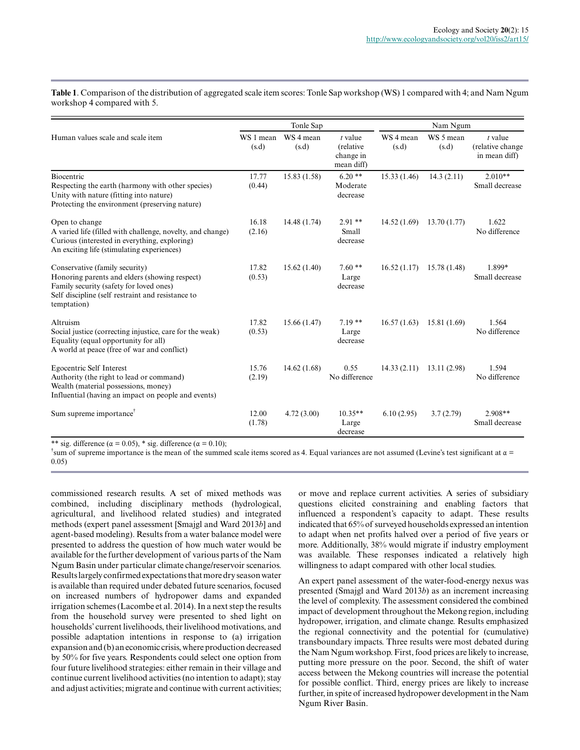**Table 1**. Comparison of the distribution of aggregated scale item scores: Tonle Sap workshop (WS) 1 compared with 4; and Nam Ngum workshop 4 compared with 5.

| Human values scale and scale item | Tonle Sap | | | Nam Ngum | | |
|---|---|---|---|---|---|---|
| | WS 1 mean (s.d) | WS 4 mean (s.d) | *t* value (relative change in mean diff) | WS 4 mean (s.d) | WS 5 mean (s.d) | *t* value (relative change in mean diff) |
| Biocentric<br>Respecting the earth (harmony with other species)<br>Unity with nature (fitting into nature)<br>Protecting the environment (preserving nature) | 17.77 (0.44) | 15.83 (1.58) | 6.20 ** Moderate decrease | 15.33 (1.46) | 14.3 (2.11) | 2.010** Small decrease |
| Open to change<br>A varied life (filled with challenge, novelty, and change)<br>Curious (interested in everything, exploring)<br>An exciting life (stimulating experiences) | 16.18 (2.16) | 14.48 (1.74) | 2.91 ** Small decrease | 14.52 (1.69) | 13.70 (1.77) | 1.622 No difference |
| Conservative (family security)<br>Honoring parents and elders (showing respect)<br>Family security (safety for loved ones)<br>Self discipline (self restraint and resistance to temptation) | 17.82 (0.53) | 15.62 (1.40) | 7.60 ** Large decrease | 16.52 (1.17) | 15.78 (1.48) | 1.899* Small decrease |
| Altruism<br>Social justice (correcting injustice, care for the weak)<br>Equality (equal opportunity for all)<br>A world at peace (free of war and conflict) | 17.82 (0.53) | 15.66 (1.47) | 7.19 ** Large decrease | 16.57 (1.63) | 15.81 (1.69) | 1.564 No difference |
| Egocentric Self Interest<br>Authority (the right to lead or command)<br>Wealth (material possessions, money)<br>Influential (having an impact on people and events) | 15.76 (2.19) | 14.62 (1.68) | 0.55 No difference | 14.33 (2.11) | 13.11 (2.98) | 1.594 No difference |
| Sum supreme importance[†] | 12.00 (1.78) | 4.72 (3.00) | 10.35** Large decrease | 6.10 (2.95) | 3.7 (2.79) | 2.908** Small decrease |

** sig. difference ($\alpha = 0.05$), * sig. difference ($\alpha = 0.10$);
[†]sum of supreme importance is the mean of the summed scale items scored as 4. Equal variances are not assumed (Levine's test significant at $\alpha = 0.05$)

commissioned research results. A set of mixed methods was combined, including disciplinary methods (hydrological, agricultural, and livelihood related studies) and integrated methods (expert panel assessment [Smajgl and Ward 2013*b*] and agent-based modeling). Results from a water balance model were presented to address the question of how much water would be available for the further development of various parts of the Nam Ngum Basin under particular climate change/reservoir scenarios. Results largely confirmed expectations that more dry season water is available than required under debated future scenarios, focused on increased numbers of hydropower dams and expanded irrigation schemes (Lacombe et al. 2014). In a next step the results from the household survey were presented to shed light on households' current livelihoods, their livelihood motivations, and possible adaptation intentions in response to (a) irrigation expansion and (b) an economic crisis, where production decreased by 50% for five years. Respondents could select one option from four future livelihood strategies: either remain in their village and continue current livelihood activities (no intention to adapt); stay and adjust activities; migrate and continue with current activities; or move and replace current activities. A series of subsidiary questions elicited constraining and enabling factors that influenced a respondent's capacity to adapt. These results indicated that 65% of surveyed households expressed an intention to adapt when net profits halved over a period of five years or more. Additionally, 38% would migrate if industry employment was available. These responses indicated a relatively high willingness to adapt compared with other local studies.

An expert panel assessment of the water-food-energy nexus was presented (Smajgl and Ward 2013*b*) as an increment increasing the level of complexity. The assessment considered the combined impact of development throughout the Mekong region, including hydropower, irrigation, and climate change. Results emphasized the regional connectivity and the potential for (cumulative) transboundary impacts. Three results were most debated during the Nam Ngum workshop. First, food prices are likely to increase, putting more pressure on the poor. Second, the shift of water access between the Mekong countries will increase the potential for possible conflict. Third, energy prices are likely to increase further, in spite of increased hydropower development in the Nam Ngum River Basin.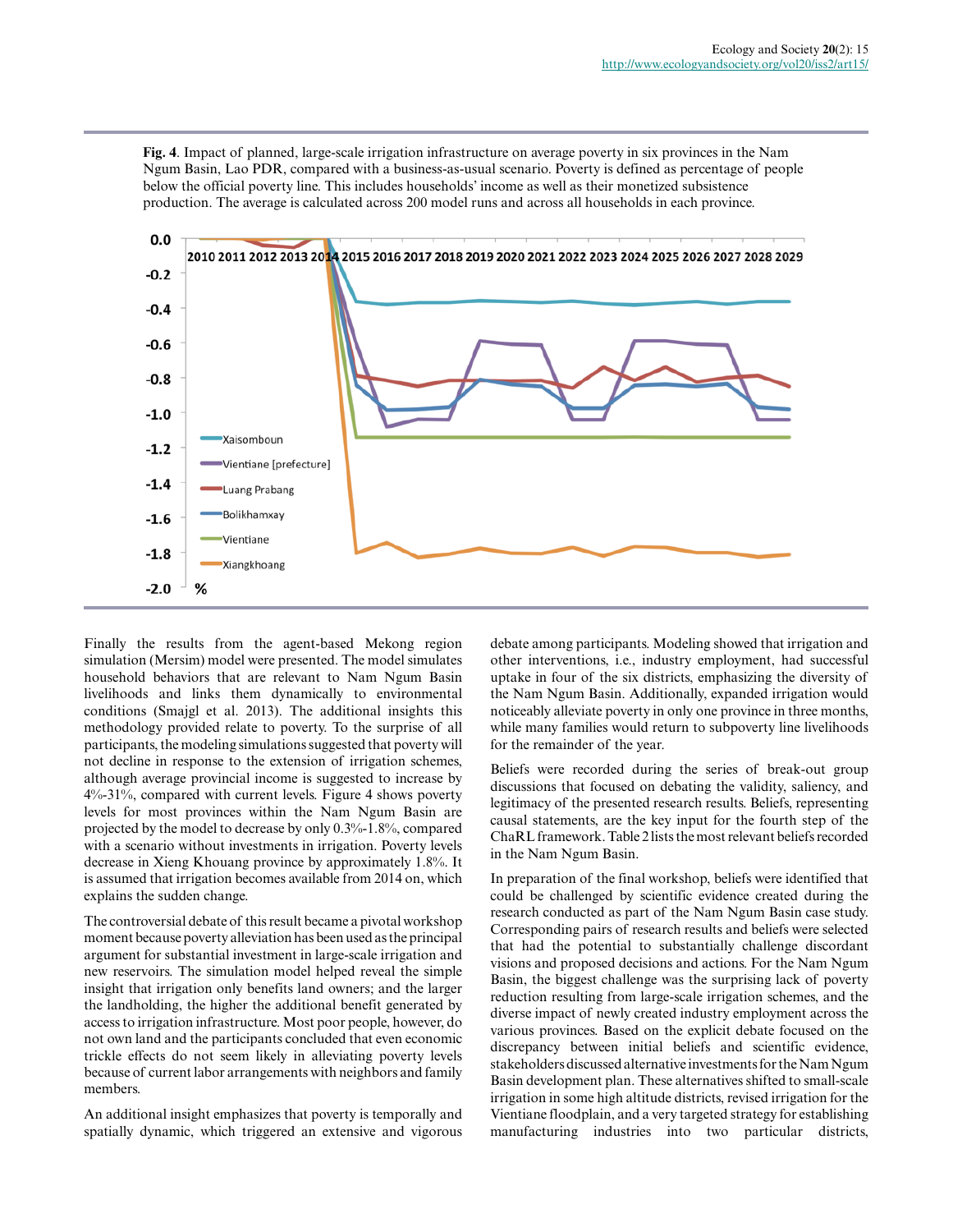**Fig. 4**. Impact of planned, large-scale irrigation infrastructure on average poverty in six provinces in the Nam Ngum Basin, Lao PDR, compared with a business-as-usual scenario. Poverty is defined as percentage of people below the official poverty line. This includes households' income as well as their monetized subsistence production. The average is calculated across 200 model runs and across all households in each province.

Finally the results from the agent-based Mekong region simulation (Mersim) model were presented. The model simulates household behaviors that are relevant to Nam Ngum Basin livelihoods and links them dynamically to environmental conditions (Smajgl et al. 2013). The additional insights this methodology provided relate to poverty. To the surprise of all participants, the modeling simulations suggested that poverty will not decline in response to the extension of irrigation schemes, although average provincial income is suggested to increase by 4%-31%, compared with current levels. Figure 4 shows poverty levels for most provinces within the Nam Ngum Basin are projected by the model to decrease by only 0.3%-1.8%, compared with a scenario without investments in irrigation. Poverty levels decrease in Xieng Khouang province by approximately 1.8%. It is assumed that irrigation becomes available from 2014 on, which explains the sudden change.

The controversial debate of this result became a pivotal workshop moment because poverty alleviation has been used as the principal argument for substantial investment in large-scale irrigation and new reservoirs. The simulation model helped reveal the simple insight that irrigation only benefits land owners; and the larger the landholding, the higher the additional benefit generated by access to irrigation infrastructure. Most poor people, however, do not own land and the participants concluded that even economic trickle effects do not seem likely in alleviating poverty levels because of current labor arrangements with neighbors and family members.

An additional insight emphasizes that poverty is temporally and spatially dynamic, which triggered an extensive and vigorous debate among participants. Modeling showed that irrigation and other interventions, i.e., industry employment, had successful uptake in four of the six districts, emphasizing the diversity of the Nam Ngum Basin. Additionally, expanded irrigation would noticeably alleviate poverty in only one province in three months, while many families would return to subpoverty line livelihoods for the remainder of the year.

Beliefs were recorded during the series of break-out group discussions that focused on debating the validity, saliency, and legitimacy of the presented research results. Beliefs, representing causal statements, are the key input for the fourth step of the ChaRL framework. Table 2 lists the most relevant beliefs recorded in the Nam Ngum Basin.

In preparation of the final workshop, beliefs were identified that could be challenged by scientific evidence created during the research conducted as part of the Nam Ngum Basin case study. Corresponding pairs of research results and beliefs were selected that had the potential to substantially challenge discordant visions and proposed decisions and actions. For the Nam Ngum Basin, the biggest challenge was the surprising lack of poverty reduction resulting from large-scale irrigation schemes, and the diverse impact of newly created industry employment across the various provinces. Based on the explicit debate focused on the discrepancy between initial beliefs and scientific evidence, stakeholders discussed alternative investments for the Nam Ngum Basin development plan. These alternatives shifted to small-scale irrigation in some high altitude districts, revised irrigation for the Vientiane floodplain, and a very targeted strategy for establishing manufacturing industries into two particular districts,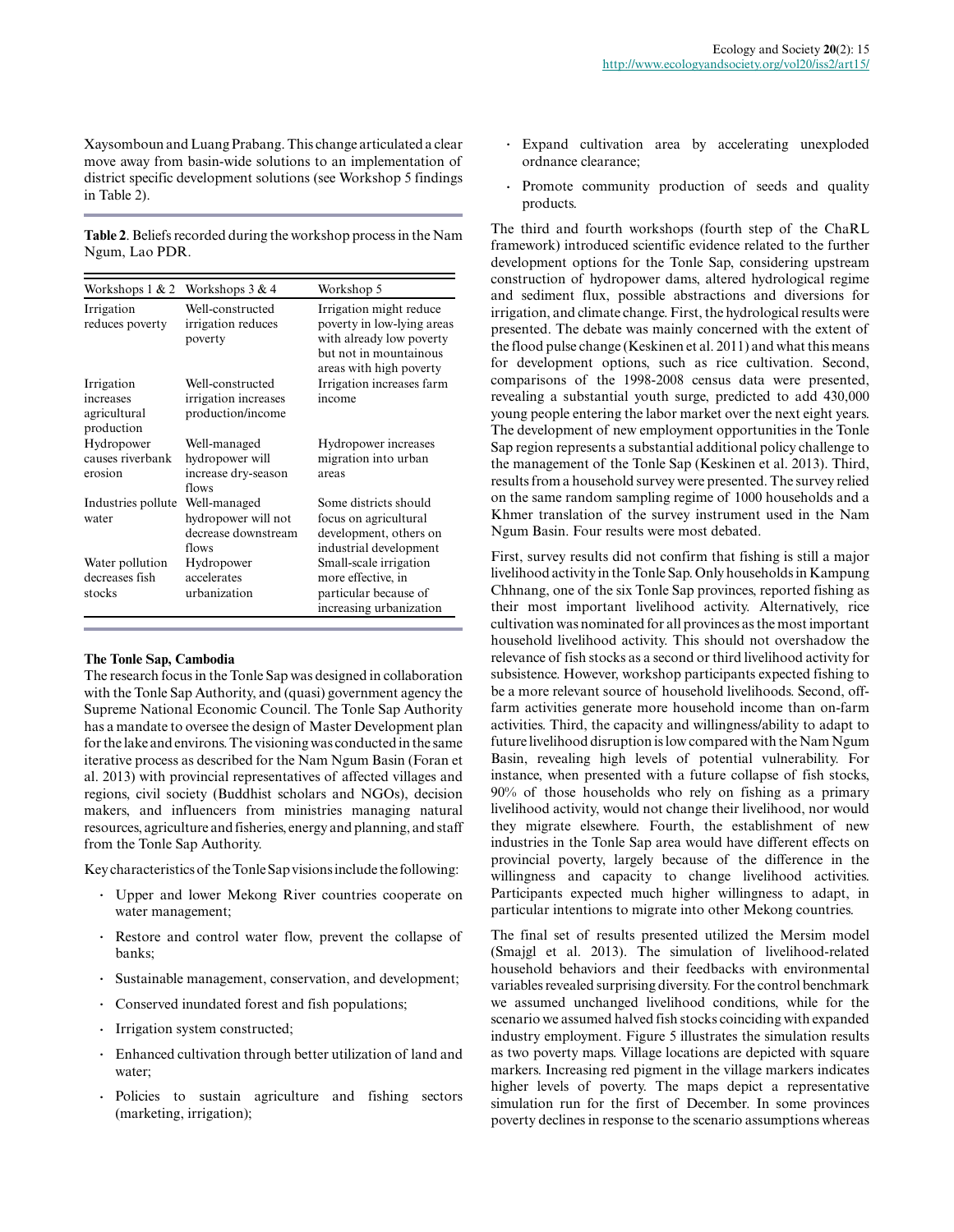Xaysomboun and Luang Prabang. This change articulated a clear move away from basin-wide solutions to an implementation of district specific development solutions (see Workshop 5 findings in Table 2).

**Table 2**. Beliefs recorded during the workshop process in the Nam Ngum, Lao PDR.

| Workshops 1 & 2 | Workshops 3 & 4 | Workshop 5 |
|---|---|---|
| Irrigation reduces poverty | Well-constructed irrigation reduces poverty | Irrigation might reduce poverty in low-lying areas with already low poverty but not in mountainous areas with high poverty |
| Irrigation increases agricultural production | Well-constructed irrigation increases production/income | Irrigation increases farm income |
| Hydropower causes riverbank erosion | Well-managed hydropower will increase dry-season flows | Hydropower increases migration into urban areas |
| Industries pollute water | Well-managed hydropower will not decrease downstream flows | Some districts should focus on agricultural development, others on industrial development |
| Water pollution decreases fish stocks | Hydropower accelerates urbanization | Small-scale irrigation more effective, in particular because of increasing urbanization |

### The Tonle Sap, Cambodia

The research focus in the Tonle Sap was designed in collaboration with the Tonle Sap Authority, and (quasi) government agency the Supreme National Economic Council. The Tonle Sap Authority has a mandate to oversee the design of Master Development plan for the lake and environs. The visioning was conducted in the same iterative process as described for the Nam Ngum Basin (Foran et al. 2013) with provincial representatives of affected villages and regions, civil society (Buddhist scholars and NGOs), decision makers, and influencers from ministries managing natural resources, agriculture and fisheries, energy and planning, and staff from the Tonle Sap Authority.

Key characteristics of the Tonle Sap visions include the following:

- Upper and lower Mekong River countries cooperate on water management;
- Restore and control water flow, prevent the collapse of banks;
- Sustainable management, conservation, and development;
- Conserved inundated forest and fish populations;
- Irrigation system constructed;
- Enhanced cultivation through better utilization of land and water;
- Policies to sustain agriculture and fishing sectors (marketing, irrigation);
- Expand cultivation area by accelerating unexploded ordnance clearance;
- Promote community production of seeds and quality products.

The third and fourth workshops (fourth step of the ChaRL framework) introduced scientific evidence related to the further development options for the Tonle Sap, considering upstream construction of hydropower dams, altered hydrological regime and sediment flux, possible abstractions and diversions for irrigation, and climate change. First, the hydrological results were presented. The debate was mainly concerned with the extent of the flood pulse change (Keskinen et al. 2011) and what this means for development options, such as rice cultivation. Second, comparisons of the 1998-2008 census data were presented, revealing a substantial youth surge, predicted to add 430,000 young people entering the labor market over the next eight years. The development of new employment opportunities in the Tonle Sap region represents a substantial additional policy challenge to the management of the Tonle Sap (Keskinen et al. 2013). Third, results from a household survey were presented. The survey relied on the same random sampling regime of 1000 households and a Khmer translation of the survey instrument used in the Nam Ngum Basin. Four results were most debated.

First, survey results did not confirm that fishing is still a major livelihood activity in the Tonle Sap. Only households in Kampung Chhnang, one of the six Tonle Sap provinces, reported fishing as their most important livelihood activity. Alternatively, rice cultivation was nominated for all provinces as the most important household livelihood activity. This should not overshadow the relevance of fish stocks as a second or third livelihood activity for subsistence. However, workshop participants expected fishing to be a more relevant source of household livelihoods. Second, off-farm activities generate more household income than on-farm activities. Third, the capacity and willingness/ability to adapt to future livelihood disruption is low compared with the Nam Ngum Basin, revealing high levels of potential vulnerability. For instance, when presented with a future collapse of fish stocks, 90% of those households who rely on fishing as a primary livelihood activity, would not change their livelihood, nor would they migrate elsewhere. Fourth, the establishment of new industries in the Tonle Sap area would have different effects on provincial poverty, largely because of the difference in the willingness and capacity to change livelihood activities. Participants expected much higher willingness to adapt, in particular intentions to migrate into other Mekong countries.

The final set of results presented utilized the Mersim model (Smajgl et al. 2013). The simulation of livelihood-related household behaviors and their feedbacks with environmental variables revealed surprising diversity. For the control benchmark we assumed unchanged livelihood conditions, while for the scenario we assumed halved fish stocks coinciding with expanded industry employment. Figure 5 illustrates the simulation results as two poverty maps. Village locations are depicted with square markers. Increasing red pigment in the village markers indicates higher levels of poverty. The maps depict a representative simulation run for the first of December. In some provinces poverty declines in response to the scenario assumptions whereas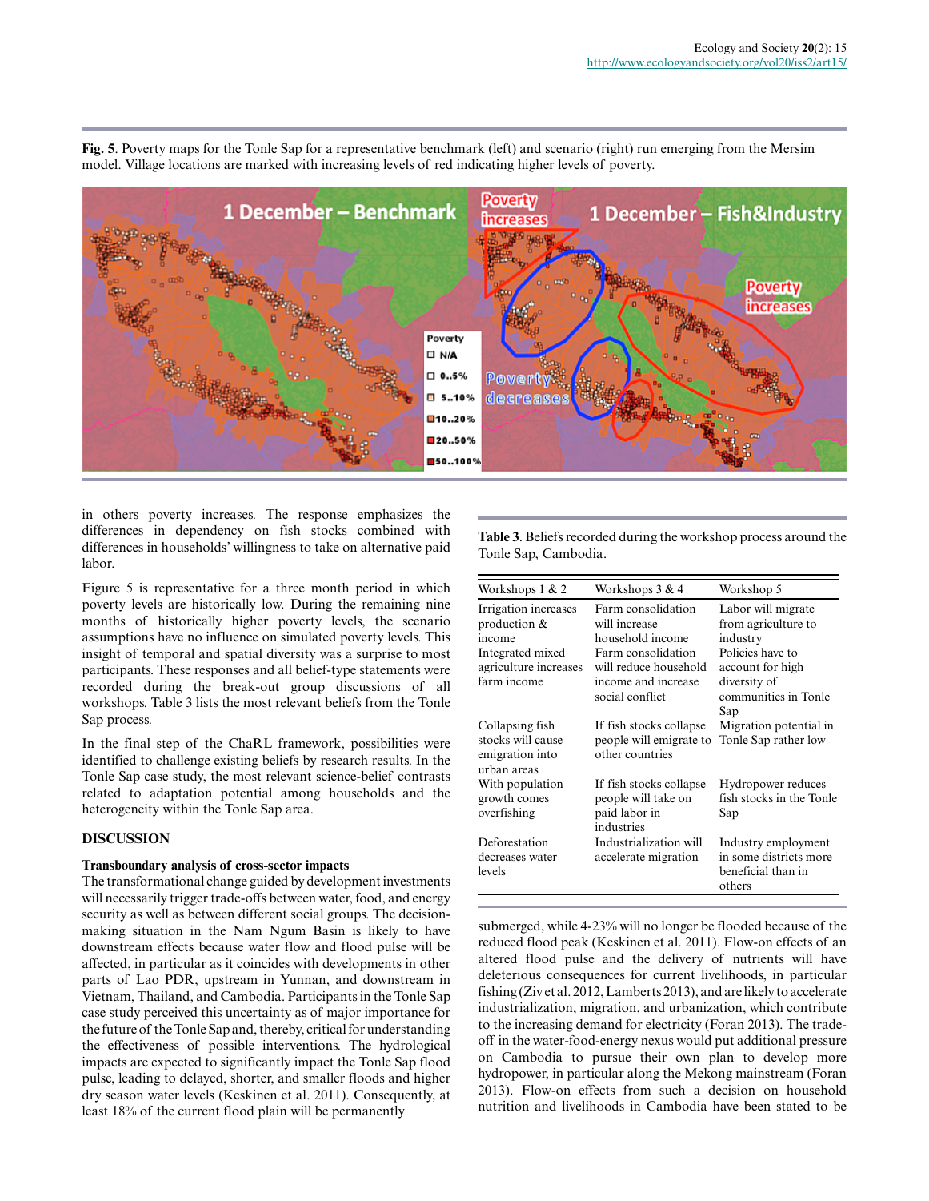**Fig. 5**. Poverty maps for the Tonle Sap for a representative benchmark (left) and scenario (right) run emerging from the Mersim model. Village locations are marked with increasing levels of red indicating higher levels of poverty.

1 December – Benchmark

1 December – Fish&Industry

Poverty increases

Poverty increases

Poverty decreases

Poverty
N/A
0..5%
5..10%
10..20%
20..50%
50..100%

in others poverty increases. The response emphasizes the differences in dependency on fish stocks combined with differences in households' willingness to take on alternative paid labor.

Figure 5 is representative for a three month period in which poverty levels are historically low. During the remaining nine months of historically higher poverty levels, the scenario assumptions have no influence on simulated poverty levels. This insight of temporal and spatial diversity was a surprise to most participants. These responses and all belief-type statements were recorded during the break-out group discussions of all workshops. Table 3 lists the most relevant beliefs from the Tonle Sap process.

In the final step of the ChaRL framework, possibilities were identified to challenge existing beliefs by research results. In the Tonle Sap case study, the most relevant science-belief contrasts related to adaptation potential among households and the heterogeneity within the Tonle Sap area.

## DISCUSSION

### Transboundary analysis of cross-sector impacts

The transformational change guided by development investments will necessarily trigger trade-offs between water, food, and energy security as well as between different social groups. The decision-making situation in the Nam Ngum Basin is likely to have downstream effects because water flow and flood pulse will be affected, in particular as it coincides with developments in other parts of Lao PDR, upstream in Yunnan, and downstream in Vietnam, Thailand, and Cambodia. Participants in the Tonle Sap case study perceived this uncertainty as of major importance for the future of the Tonle Sap and, thereby, critical for understanding the effectiveness of possible interventions. The hydrological impacts are expected to significantly impact the Tonle Sap flood pulse, leading to delayed, shorter, and smaller floods and higher dry season water levels (Keskinen et al. 2011). Consequently, at least 18% of the current flood plain will be permanently submerged, while 4-23% will no longer be flooded because of the reduced flood peak (Keskinen et al. 2011). Flow-on effects of an altered flood pulse and the delivery of nutrients will have deleterious consequences for current livelihoods, in particular fishing (Ziv et al. 2012, Lamberts 2013), and are likely to accelerate industrialization, migration, and urbanization, which contribute to the increasing demand for electricity (Foran 2013). The trade-off in the water-food-energy nexus would put additional pressure on Cambodia to pursue their own plan to develop more hydropower, in particular along the Mekong mainstream (Foran 2013). Flow-on effects from such a decision on household nutrition and livelihoods in Cambodia have been stated to be

**Table 3**. Beliefs recorded during the workshop process around the Tonle Sap, Cambodia.

| Workshops 1 & 2 | Workshops 3 & 4 | Workshop 5 |
|---|---|---|
| Irrigation increases production & income | Farm consolidation will increase household income | Labor will migrate from agriculture to industry |
| Integrated mixed agriculture increases farm income | Farm consolidation will reduce household income and increase social conflict | Policies have to account for high diversity of communities in Tonle Sap |
| Collapsing fish stocks will cause emigration into urban areas | If fish stocks collapse people will emigrate to other countries | Migration potential in Tonle Sap rather low |
| With population growth comes overfishing | If fish stocks collapse people will take on paid labor in industries | Hydropower reduces fish stocks in the Tonle Sap |
| Deforestation decreases water levels | Industrialization will accelerate migration | Industry employment in some districts more beneficial than in others |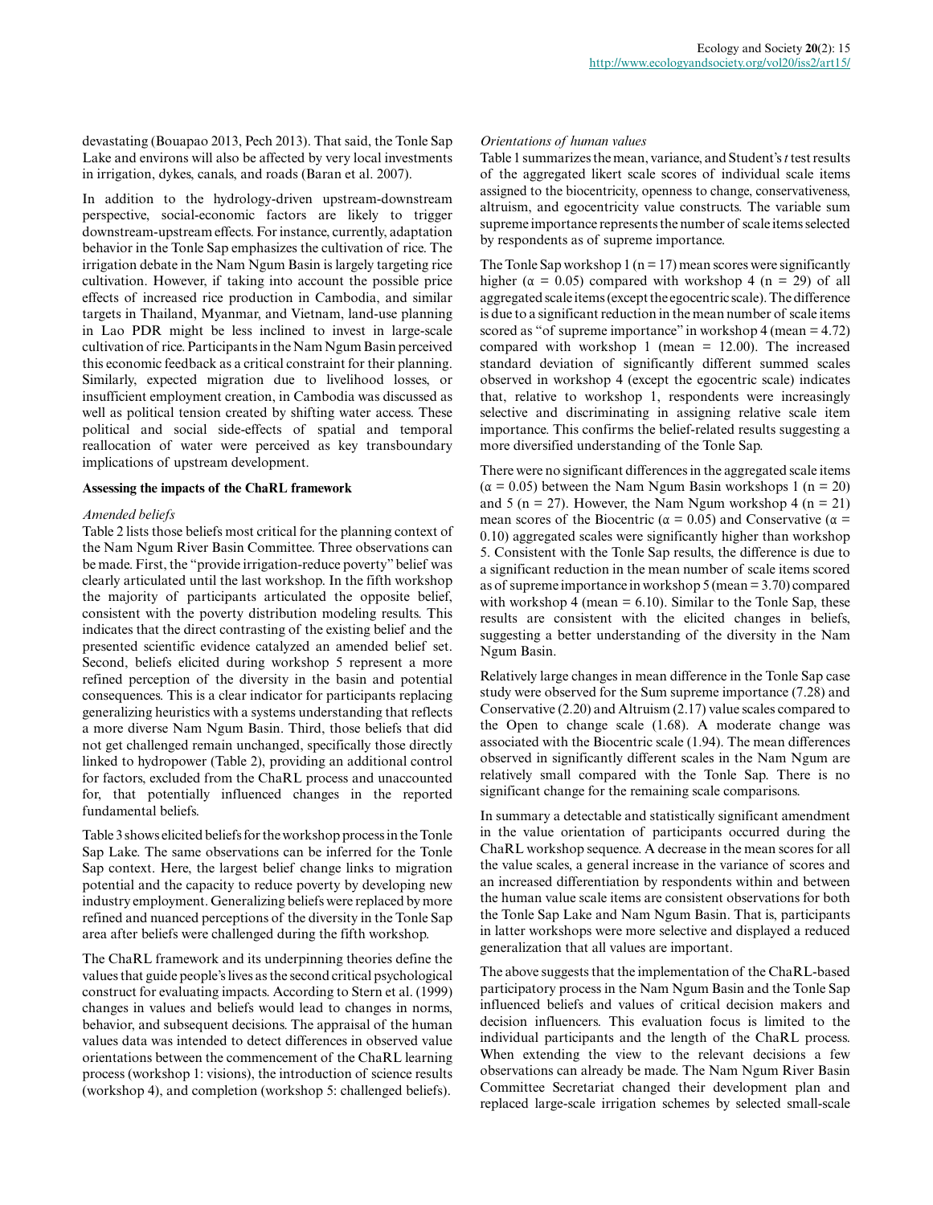devastating (Bouapao 2013, Pech 2013). That said, the Tonle Sap Lake and environs will also be affected by very local investments in irrigation, dykes, canals, and roads (Baran et al. 2007).

In addition to the hydrology-driven upstream-downstream perspective, social-economic factors are likely to trigger downstream-upstream effects. For instance, currently, adaptation behavior in the Tonle Sap emphasizes the cultivation of rice. The irrigation debate in the Nam Ngum Basin is largely targeting rice cultivation. However, if taking into account the possible price effects of increased rice production in Cambodia, and similar targets in Thailand, Myanmar, and Vietnam, land-use planning in Lao PDR might be less inclined to invest in large-scale cultivation of rice. Participants in the Nam Ngum Basin perceived this economic feedback as a critical constraint for their planning. Similarly, expected migration due to livelihood losses, or insufficient employment creation, in Cambodia was discussed as well as political tension created by shifting water access. These political and social side-effects of spatial and temporal reallocation of water were perceived as key transboundary implications of upstream development.

**Assessing the impacts of the ChaRL framework**

*Amended beliefs*

Table 2 lists those beliefs most critical for the planning context of the Nam Ngum River Basin Committee. Three observations can be made. First, the "provide irrigation-reduce poverty" belief was clearly articulated until the last workshop. In the fifth workshop the majority of participants articulated the opposite belief, consistent with the poverty distribution modeling results. This indicates that the direct contrasting of the existing belief and the presented scientific evidence catalyzed an amended belief set. Second, beliefs elicited during workshop 5 represent a more refined perception of the diversity in the basin and potential consequences. This is a clear indicator for participants replacing generalizing heuristics with a systems understanding that reflects a more diverse Nam Ngum Basin. Third, those beliefs that did not get challenged remain unchanged, specifically those directly linked to hydropower (Table 2), providing an additional control for factors, excluded from the ChaRL process and unaccounted for, that potentially influenced changes in the reported fundamental beliefs.

Table 3 shows elicited beliefs for the workshop process in the Tonle Sap Lake. The same observations can be inferred for the Tonle Sap context. Here, the largest belief change links to migration potential and the capacity to reduce poverty by developing new industry employment. Generalizing beliefs were replaced by more refined and nuanced perceptions of the diversity in the Tonle Sap area after beliefs were challenged during the fifth workshop.

The ChaRL framework and its underpinning theories define the values that guide people's lives as the second critical psychological construct for evaluating impacts. According to Stern et al. (1999) changes in values and beliefs would lead to changes in norms, behavior, and subsequent decisions. The appraisal of the human values data was intended to detect differences in observed value orientations between the commencement of the ChaRL learning process (workshop 1: visions), the introduction of science results (workshop 4), and completion (workshop 5: challenged beliefs).

*Orientations of human values*

Table 1 summarizes the mean, variance, and Student's *t* test results of the aggregated likert scale scores of individual scale items assigned to the biocentricity, openness to change, conservativeness, altruism, and egocentricity value constructs. The variable sum supreme importance represents the number of scale items selected by respondents as of supreme importance.

The Tonle Sap workshop 1 ($n = 17$) mean scores were significantly higher ($\alpha = 0.05$) compared with workshop 4 ($n = 29$) of all aggregated scale items (except the egocentric scale). The difference is due to a significant reduction in the mean number of scale items scored as "of supreme importance" in workshop 4 (mean = 4.72) compared with workshop 1 (mean = 12.00). The increased standard deviation of significantly different summed scales observed in workshop 4 (except the egocentric scale) indicates that, relative to workshop 1, respondents were increasingly selective and discriminating in assigning relative scale item importance. This confirms the belief-related results suggesting a more diversified understanding of the Tonle Sap.

There were no significant differences in the aggregated scale items ($\alpha = 0.05$) between the Nam Ngum Basin workshops 1 ($n = 20$) and 5 ($n = 27$). However, the Nam Ngum workshop 4 ($n = 21$) mean scores of the Biocentric ($\alpha = 0.05$) and Conservative ($\alpha = 0.10$) aggregated scales were significantly higher than workshop 5. Consistent with the Tonle Sap results, the difference is due to a significant reduction in the mean number of scale items scored as of supreme importance in workshop 5 (mean = 3.70) compared with workshop 4 (mean = 6.10). Similar to the Tonle Sap, these results are consistent with the elicited changes in beliefs, suggesting a better understanding of the diversity in the Nam Ngum Basin.

Relatively large changes in mean difference in the Tonle Sap case study were observed for the Sum supreme importance (7.28) and Conservative (2.20) and Altruism (2.17) value scales compared to the Open to change scale (1.68). A moderate change was associated with the Biocentric scale (1.94). The mean differences observed in significantly different scales in the Nam Ngum are relatively small compared with the Tonle Sap. There is no significant change for the remaining scale comparisons.

In summary a detectable and statistically significant amendment in the value orientation of participants occurred during the ChaRL workshop sequence. A decrease in the mean scores for all the value scales, a general increase in the variance of scores and an increased differentiation by respondents within and between the human value scale items are consistent observations for both the Tonle Sap Lake and Nam Ngum Basin. That is, participants in latter workshops were more selective and displayed a reduced generalization that all values are important.

The above suggests that the implementation of the ChaRL-based participatory process in the Nam Ngum Basin and the Tonle Sap influenced beliefs and values of critical decision makers and decision influencers. This evaluation focus is limited to the individual participants and the length of the ChaRL process. When extending the view to the relevant decisions a few observations can already be made. The Nam Ngum River Basin Committee Secretariat changed their development plan and replaced large-scale irrigation schemes by selected small-scale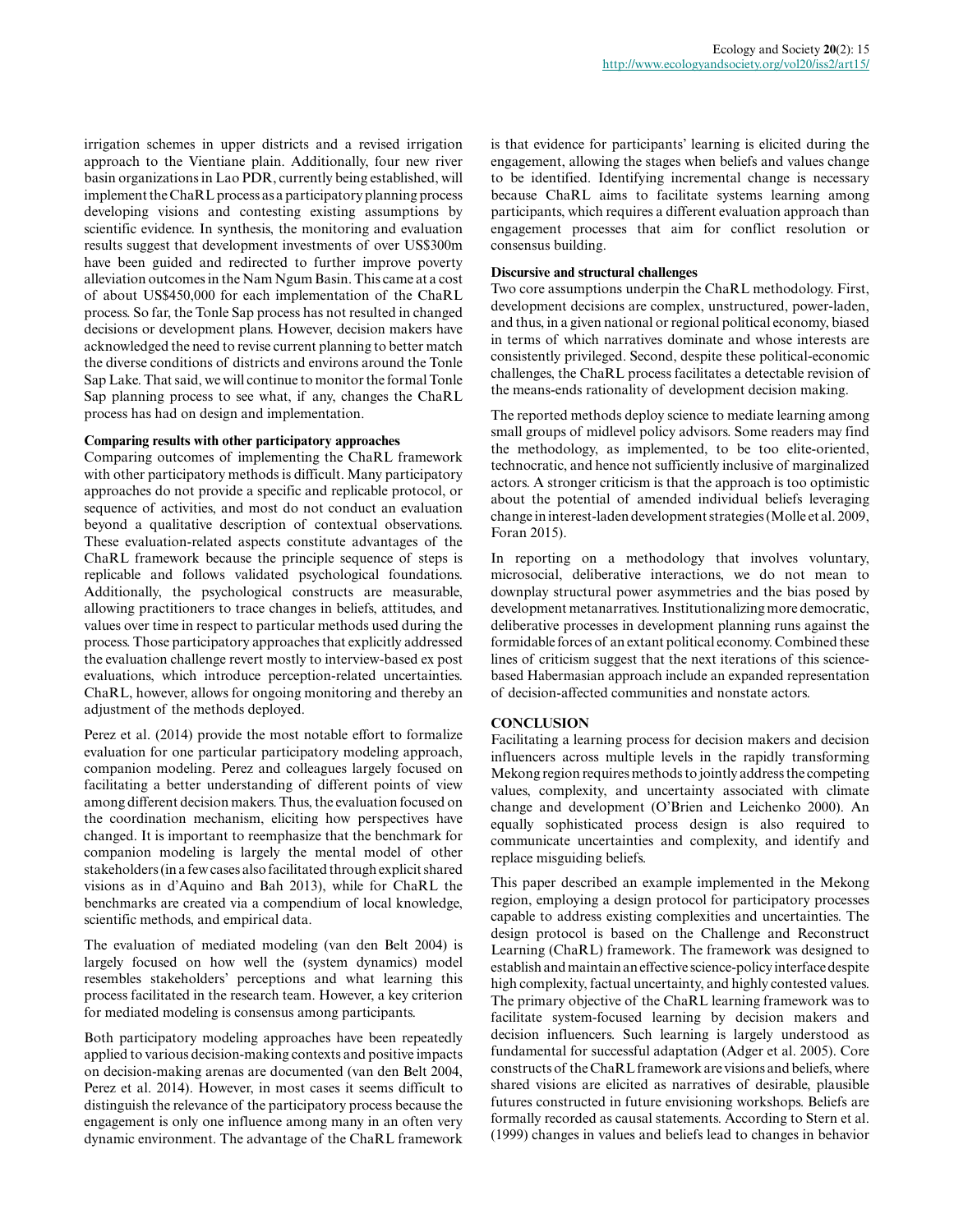irrigation schemes in upper districts and a revised irrigation approach to the Vientiane plain. Additionally, four new river basin organizations in Lao PDR, currently being established, will implement the ChaRL process as a participatory planning process developing visions and contesting existing assumptions by scientific evidence. In synthesis, the monitoring and evaluation results suggest that development investments of over US$300m have been guided and redirected to further improve poverty alleviation outcomes in the Nam Ngum Basin. This came at a cost of about US$450,000 for each implementation of the ChaRL process. So far, the Tonle Sap process has not resulted in changed decisions or development plans. However, decision makers have acknowledged the need to revise current planning to better match the diverse conditions of districts and environs around the Tonle Sap Lake. That said, we will continue to monitor the formal Tonle Sap planning process to see what, if any, changes the ChaRL process has had on design and implementation.

### Comparing results with other participatory approaches

Comparing outcomes of implementing the ChaRL framework with other participatory methods is difficult. Many participatory approaches do not provide a specific and replicable protocol, or sequence of activities, and most do not conduct an evaluation beyond a qualitative description of contextual observations. These evaluation-related aspects constitute advantages of the ChaRL framework because the principle sequence of steps is replicable and follows validated psychological foundations. Additionally, the psychological constructs are measurable, allowing practitioners to trace changes in beliefs, attitudes, and values over time in respect to particular methods used during the process. Those participatory approaches that explicitly addressed the evaluation challenge revert mostly to interview-based ex post evaluations, which introduce perception-related uncertainties. ChaRL, however, allows for ongoing monitoring and thereby an adjustment of the methods deployed.

Perez et al. (2014) provide the most notable effort to formalize evaluation for one particular participatory modeling approach, companion modeling. Perez and colleagues largely focused on facilitating a better understanding of different points of view among different decision makers. Thus, the evaluation focused on the coordination mechanism, eliciting how perspectives have changed. It is important to reemphasize that the benchmark for companion modeling is largely the mental model of other stakeholders (in a few cases also facilitated through explicit shared visions as in d'Aquino and Bah 2013), while for ChaRL the benchmarks are created via a compendium of local knowledge, scientific methods, and empirical data.

The evaluation of mediated modeling (van den Belt 2004) is largely focused on how well the (system dynamics) model resembles stakeholders' perceptions and what learning this process facilitated in the research team. However, a key criterion for mediated modeling is consensus among participants.

Both participatory modeling approaches have been repeatedly applied to various decision-making contexts and positive impacts on decision-making arenas are documented (van den Belt 2004, Perez et al. 2014). However, in most cases it seems difficult to distinguish the relevance of the participatory process because the engagement is only one influence among many in an often very dynamic environment. The advantage of the ChaRL framework is that evidence for participants' learning is elicited during the engagement, allowing the stages when beliefs and values change to be identified. Identifying incremental change is necessary because ChaRL aims to facilitate systems learning among participants, which requires a different evaluation approach than engagement processes that aim for conflict resolution or consensus building.

### Discursive and structural challenges

Two core assumptions underpin the ChaRL methodology. First, development decisions are complex, unstructured, power-laden, and thus, in a given national or regional political economy, biased in terms of which narratives dominate and whose interests are consistently privileged. Second, despite these political-economic challenges, the ChaRL process facilitates a detectable revision of the means-ends rationality of development decision making.

The reported methods deploy science to mediate learning among small groups of midlevel policy advisors. Some readers may find the methodology, as implemented, to be too elite-oriented, technocratic, and hence not sufficiently inclusive of marginalized actors. A stronger criticism is that the approach is too optimistic about the potential of amended individual beliefs leveraging change in interest-laden development strategies (Molle et al. 2009, Foran 2015).

In reporting on a methodology that involves voluntary, microsocial, deliberative interactions, we do not mean to downplay structural power asymmetries and the bias posed by development metanarratives. Institutionalizing more democratic, deliberative processes in development planning runs against the formidable forces of an extant political economy. Combined these lines of criticism suggest that the next iterations of this science-based Habermasian approach include an expanded representation of decision-affected communities and nonstate actors.

## CONCLUSION

Facilitating a learning process for decision makers and decision influencers across multiple levels in the rapidly transforming Mekong region requires methods to jointly address the competing values, complexity, and uncertainty associated with climate change and development (O'Brien and Leichenko 2000). An equally sophisticated process design is also required to communicate uncertainties and complexity, and identify and replace misguiding beliefs.

This paper described an example implemented in the Mekong region, employing a design protocol for participatory processes capable to address existing complexities and uncertainties. The design protocol is based on the Challenge and Reconstruct Learning (ChaRL) framework. The framework was designed to establish and maintain an effective science-policy interface despite high complexity, factual uncertainty, and highly contested values. The primary objective of the ChaRL learning framework was to facilitate system-focused learning by decision makers and decision influencers. Such learning is largely understood as fundamental for successful adaptation (Adger et al. 2005). Core constructs of the ChaRL framework are visions and beliefs, where shared visions are elicited as narratives of desirable, plausible futures constructed in future envisioning workshops. Beliefs are formally recorded as causal statements. According to Stern et al. (1999) changes in values and beliefs lead to changes in behavior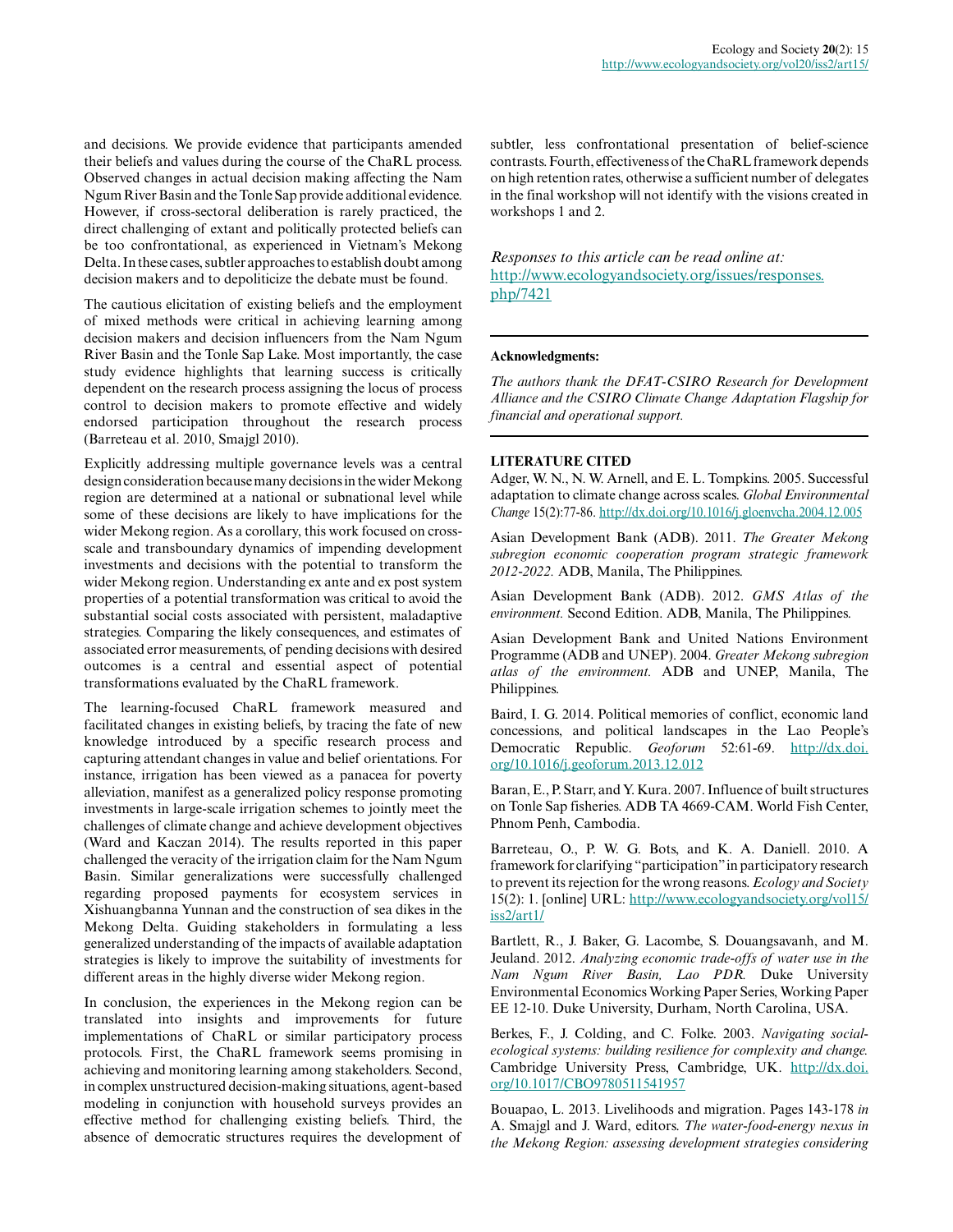and decisions. We provide evidence that participants amended their beliefs and values during the course of the ChaRL process. Observed changes in actual decision making affecting the Nam Ngum River Basin and the Tonle Sap provide additional evidence. However, if cross-sectoral deliberation is rarely practiced, the direct challenging of extant and politically protected beliefs can be too confrontational, as experienced in Vietnam's Mekong Delta. In these cases, subtler approaches to establish doubt among decision makers and to depoliticize the debate must be found.

The cautious elicitation of existing beliefs and the employment of mixed methods were critical in achieving learning among decision makers and decision influencers from the Nam Ngum River Basin and the Tonle Sap Lake. Most importantly, the case study evidence highlights that learning success is critically dependent on the research process assigning the locus of process control to decision makers to promote effective and widely endorsed participation throughout the research process (Barreteau et al. 2010, Smajgl 2010).

Explicitly addressing multiple governance levels was a central design consideration because many decisions in the wider Mekong region are determined at a national or subnational level while some of these decisions are likely to have implications for the wider Mekong region. As a corollary, this work focused on cross-scale and transboundary dynamics of impending development investments and decisions with the potential to transform the wider Mekong region. Understanding ex ante and ex post system properties of a potential transformation was critical to avoid the substantial social costs associated with persistent, maladaptive strategies. Comparing the likely consequences, and estimates of associated error measurements, of pending decisions with desired outcomes is a central and essential aspect of potential transformations evaluated by the ChaRL framework.

The learning-focused ChaRL framework measured and facilitated changes in existing beliefs, by tracing the fate of new knowledge introduced by a specific research process and capturing attendant changes in value and belief orientations. For instance, irrigation has been viewed as a panacea for poverty alleviation, manifest as a generalized policy response promoting investments in large-scale irrigation schemes to jointly meet the challenges of climate change and achieve development objectives (Ward and Kaczan 2014). The results reported in this paper challenged the veracity of the irrigation claim for the Nam Ngum Basin. Similar generalizations were successfully challenged regarding proposed payments for ecosystem services in Xishuangbanna Yunnan and the construction of sea dikes in the Mekong Delta. Guiding stakeholders in formulating a less generalized understanding of the impacts of available adaptation strategies is likely to improve the suitability of investments for different areas in the highly diverse wider Mekong region.

In conclusion, the experiences in the Mekong region can be translated into insights and improvements for future implementations of ChaRL or similar participatory process protocols. First, the ChaRL framework seems promising in achieving and monitoring learning among stakeholders. Second, in complex unstructured decision-making situations, agent-based modeling in conjunction with household surveys provides an effective method for challenging existing beliefs. Third, the absence of democratic structures requires the development of subtler, less confrontational presentation of belief-science contrasts. Fourth, effectiveness of the ChaRL framework depends on high retention rates, otherwise a sufficient number of delegates in the final workshop will not identify with the visions created in workshops 1 and 2.

*Responses to this article can be read online at:*
http://www.ecologyandsociety.org/issues/responses.php/7421

**Acknowledgments:**

*The authors thank the DFAT-CSIRO Research for Development Alliance and the CSIRO Climate Change Adaptation Flagship for financial and operational support.*

## LITERATURE CITED

Adger, W. N., N. W. Arnell, and E. L. Tompkins. 2005. Successful adaptation to climate change across scales. *Global Environmental Change* 15(2):77-86. http://dx.doi.org/10.1016/j.gloenvcha.2004.12.005

Asian Development Bank (ADB). 2011. *The Greater Mekong subregion economic cooperation program strategic framework 2012-2022.* ADB, Manila, The Philippines.

Asian Development Bank (ADB). 2012. *GMS Atlas of the environment.* Second Edition. ADB, Manila, The Philippines.

Asian Development Bank and United Nations Environment Programme (ADB and UNEP). 2004. *Greater Mekong subregion atlas of the environment.* ADB and UNEP, Manila, The Philippines.

Baird, I. G. 2014. Political memories of conflict, economic land concessions, and political landscapes in the Lao People's Democratic Republic. *Geoforum* 52:61-69. http://dx.doi.org/10.1016/j.geoforum.2013.12.012

Baran, E., P. Starr, and Y. Kura. 2007. Influence of built structures on Tonle Sap fisheries. ADB TA 4669-CAM. World Fish Center, Phnom Penh, Cambodia.

Barreteau, O., P. W. G. Bots, and K. A. Daniell. 2010. A framework for clarifying "participation" in participatory research to prevent its rejection for the wrong reasons. *Ecology and Society* 15(2): 1. [online] URL: http://www.ecologyandsociety.org/vol15/iss2/art1/

Bartlett, R., J. Baker, G. Lacombe, S. Douangsavanh, and M. Jeuland. 2012. *Analyzing economic trade-offs of water use in the Nam Ngum River Basin, Lao PDR.* Duke University Environmental Economics Working Paper Series, Working Paper EE 12-10. Duke University, Durham, North Carolina, USA.

Berkes, F., J. Colding, and C. Folke. 2003. *Navigating social-ecological systems: building resilience for complexity and change.* Cambridge University Press, Cambridge, UK. http://dx.doi.org/10.1017/CBO9780511541957

Bouapao, L. 2013. Livelihoods and migration. Pages 143-178 *in* A. Smajgl and J. Ward, editors. *The water-food-energy nexus in the Mekong Region: assessing development strategies considering*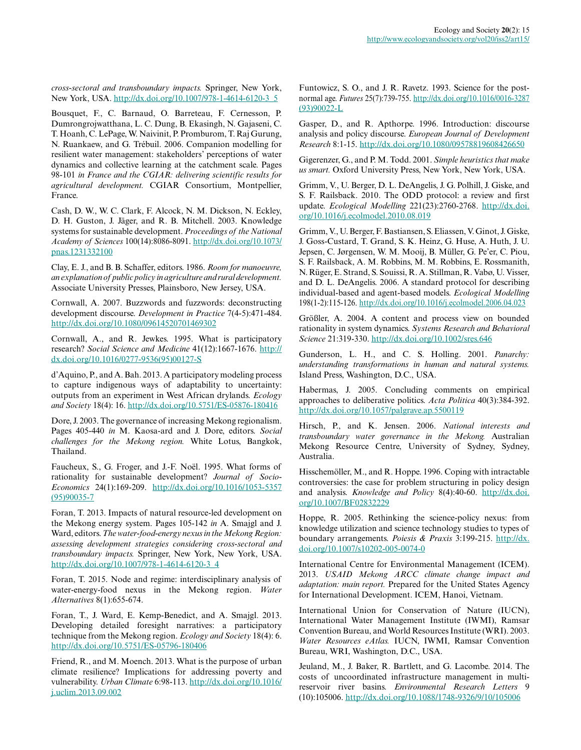*cross-sectoral and transboundary impacts.* Springer, New York, New York, USA. http://dx.doi.org/10.1007/978-1-4614-6120-3_5

Bousquet, F., C. Barnaud, O. Barreteau, F. Cernesson, P. Dumrongrojwatthana, L. C. Dung, B. Ekasingh, N. Gajaseni, C. T. Hoanh, C. LePage, W. Naivinit, P. Promburom, T. Raj Gurung, N. Ruankaew, and G. Trébuil. 2006. Companion modelling for resilient water management: stakeholders' perceptions of water dynamics and collective learning at the catchment scale. Pages 98-101 *in France and the CGIAR: delivering scientific results for agricultural development.* CGIAR Consortium, Montpellier, France.

Cash, D. W., W. C. Clark, F. Alcock, N. M. Dickson, N. Eckley, D. H. Guston, J. Jäger, and R. B. Mitchell. 2003. Knowledge systems for sustainable development. *Proceedings of the National Academy of Sciences* 100(14):8086-8091. http://dx.doi.org/10.1073/pnas.1231332100

Clay, E. J., and B. B. Schaffer, editors. 1986. *Room for manoeuvre, an explanation of public policy in agriculture and rural development.* Associate University Presses, Plainsboro, New Jersey, USA.

Cornwall, A. 2007. Buzzwords and fuzzwords: deconstructing development discourse. *Development in Practice* 7(4-5):471-484. http://dx.doi.org/10.1080/09614520701469302

Cornwall, A., and R. Jewkes. 1995. What is participatory research? *Social Science and Medicine* 41(12):1667-1676. http://dx.doi.org/10.1016/0277-9536(95)00127-S

d'Aquino, P., and A. Bah. 2013. A participatory modeling process to capture indigenous ways of adaptability to uncertainty: outputs from an experiment in West African drylands. *Ecology and Society* 18(4): 16. http://dx.doi.org/10.5751/ES-05876-180416

Dore, J. 2003. The governance of increasing Mekong regionalism. Pages 405-440 *in* M. Kaosa-ard and J. Dore, editors. *Social challenges for the Mekong region.* White Lotus, Bangkok, Thailand.

Faucheux, S., G. Froger, and J.-F. Noël. 1995. What forms of rationality for sustainable development? *Journal of Socio-Economics* 24(1):169-209. http://dx.doi.org/10.1016/1053-5357(95)90035-7

Foran, T. 2013. Impacts of natural resource-led development on the Mekong energy system. Pages 105-142 *in* A. Smajgl and J. Ward, editors. *The water-food-energy nexus in the Mekong Region: assessing development strategies considering cross-sectoral and transboundary impacts.* Springer, New York, New York, USA. http://dx.doi.org/10.1007/978-1-4614-6120-3_4

Foran, T. 2015. Node and regime: interdisciplinary analysis of water-energy-food nexus in the Mekong region. *Water Alternatives* 8(1):655-674.

Foran, T., J. Ward, E. Kemp-Benedict, and A. Smajgl. 2013. Developing detailed foresight narratives: a participatory technique from the Mekong region. *Ecology and Society* 18(4): 6. http://dx.doi.org/10.5751/ES-05796-180406

Friend, R., and M. Moench. 2013. What is the purpose of urban climate resilience? Implications for addressing poverty and vulnerability. *Urban Climate* 6:98-113. http://dx.doi.org/10.1016/j.uclim.2013.09.002

Funtowicz, S. O., and J. R. Ravetz. 1993. Science for the post-normal age. *Futures* 25(7):739-755. http://dx.doi.org/10.1016/0016-3287(93)90022-L

Gasper, D., and R. Apthorpe. 1996. Introduction: discourse analysis and policy discourse. *European Journal of Development Research* 8:1-15. http://dx.doi.org/10.1080/09578819608426650

Gigerenzer, G., and P. M. Todd. 2001. *Simple heuristics that make us smart.* Oxford University Press, New York, New York, USA.

Grimm, V., U. Berger, D. L. DeAngelis, J. G. Polhill, J. Giske, and S. F. Railsback. 2010. The ODD protocol: a review and first update. *Ecological Modelling* 221(23):2760-2768. http://dx.doi.org/10.1016/j.ecolmodel.2010.08.019

Grimm, V., U. Berger, F. Bastiansen, S. Eliassen, V. Ginot, J. Giske, J. Goss-Custard, T. Grand, S. K. Heinz, G. Huse, A. Huth, J. U. Jepsen, C. Jørgensen, W. M. Mooij, B. Müller, G. Pe'er, C. Piou, S. F. Railsback, A. M. Robbins, M. M. Robbins, E. Rossmanith, N. Rüger, E. Strand, S. Souissi, R. A. Stillman, R. Vabø, U. Visser, and D. L. DeAngelis. 2006. A standard protocol for describing individual-based and agent-based models. *Ecological Modelling* 198(1-2):115-126. http://dx.doi.org/10.1016/j.ecolmodel.2006.04.023

Größler, A. 2004. A content and process view on bounded rationality in system dynamics. *Systems Research and Behavioral Science* 21:319-330. http://dx.doi.org/10.1002/sres.646

Gunderson, L. H., and C. S. Holling. 2001. *Panarchy: understanding transformations in human and natural systems.* Island Press, Washington, D.C., USA.

Habermas, J. 2005. Concluding comments on empirical approaches to deliberative politics. *Acta Politica* 40(3):384-392. http://dx.doi.org/10.1057/palgrave.ap.5500119

Hirsch, P., and K. Jensen. 2006. *National interests and transboundary water governance in the Mekong.* Australian Mekong Resource Centre, University of Sydney, Sydney, Australia.

Hisschemöller, M., and R. Hoppe. 1996. Coping with intractable controversies: the case for problem structuring in policy design and analysis. *Knowledge and Policy* 8(4):40-60. http://dx.doi.org/10.1007/BF02832229

Hoppe, R. 2005. Rethinking the science-policy nexus: from knowledge utilization and science technology studies to types of boundary arrangements. *Poiesis & Praxis* 3:199-215. http://dx.doi.org/10.1007/s10202-005-0074-0

International Centre for Environmental Management (ICEM). 2013. *USAID Mekong ARCC climate change impact and adaptation: main report.* Prepared for the United States Agency for International Development. ICEM, Hanoi, Vietnam.

International Union for Conservation of Nature (IUCN), International Water Management Institute (IWMI), Ramsar Convention Bureau, and World Resources Institute (WRI). 2003. *Water Resources eAtlas.* IUCN, IWMI, Ramsar Convention Bureau, WRI, Washington, D.C., USA.

Jeuland, M., J. Baker, R. Bartlett, and G. Lacombe. 2014. The costs of uncoordinated infrastructure management in multi-reservoir river basins. *Environmental Research Letters* 9 (10):105006. http://dx.doi.org/10.1088/1748-9326/9/10/105006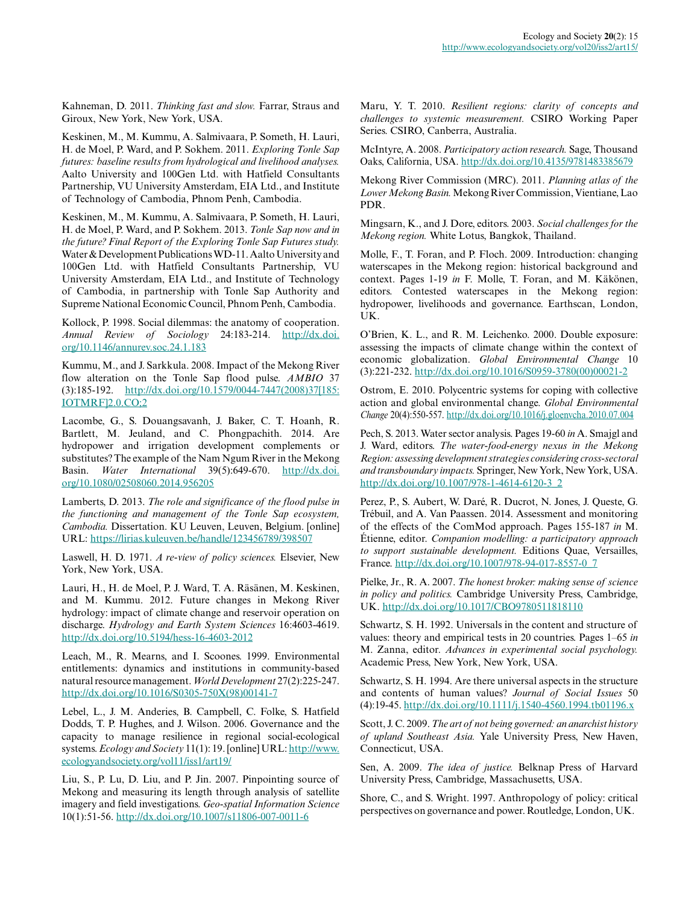Kahneman, D. 2011. *Thinking fast and slow.* Farrar, Straus and Giroux, New York, New York, USA.

Keskinen, M., M. Kummu, A. Salmivaara, P. Someth, H. Lauri, H. de Moel, P. Ward, and P. Sokhem. 2011. *Exploring Tonle Sap futures: baseline results from hydrological and livelihood analyses.* Aalto University and 100Gen Ltd. with Hatfield Consultants Partnership, VU University Amsterdam, EIA Ltd., and Institute of Technology of Cambodia, Phnom Penh, Cambodia.

Keskinen, M., M. Kummu, A. Salmivaara, P. Someth, H. Lauri, H. de Moel, P. Ward, and P. Sokhem. 2013. *Tonle Sap now and in the future? Final Report of the Exploring Tonle Sap Futures study.* Water & Development Publications WD-11. Aalto University and 100Gen Ltd. with Hatfield Consultants Partnership, VU University Amsterdam, EIA Ltd., and Institute of Technology of Cambodia, in partnership with Tonle Sap Authority and Supreme National Economic Council, Phnom Penh, Cambodia.

Kollock, P. 1998. Social dilemmas: the anatomy of cooperation. *Annual Review of Sociology* 24:183-214. http://dx.doi.org/10.1146/annurev.soc.24.1.183

Kummu, M., and J. Sarkkula. 2008. Impact of the Mekong River flow alteration on the Tonle Sap flood pulse. *AMBIO* 37 (3):185-192. http://dx.doi.org/10.1579/0044-7447(2008)37[185:IOTMRF]2.0.CO;2

Lacombe, G., S. Douangsavanh, J. Baker, C. T. Hoanh, R. Bartlett, M. Jeuland, and C. Phongpachith. 2014. Are hydropower and irrigation development complements or substitutes? The example of the Nam Ngum River in the Mekong Basin. *Water International* 39(5):649-670. http://dx.doi.org/10.1080/02508060.2014.956205

Lamberts, D. 2013. *The role and significance of the flood pulse in the functioning and management of the Tonle Sap ecosystem, Cambodia.* Dissertation. KU Leuven, Leuven, Belgium. [online] URL: https://lirias.kuleuven.be/handle/123456789/398507

Laswell, H. D. 1971. *A re-view of policy sciences.* Elsevier, New York, New York, USA.

Lauri, H., H. de Moel, P. J. Ward, T. A. Räsänen, M. Keskinen, and M. Kummu. 2012. Future changes in Mekong River hydrology: impact of climate change and reservoir operation on discharge. *Hydrology and Earth System Sciences* 16:4603-4619. http://dx.doi.org/10.5194/hess-16-4603-2012

Leach, M., R. Mearns, and I. Scoones. 1999. Environmental entitlements: dynamics and institutions in community-based natural resource management. *World Development* 27(2):225-247. http://dx.doi.org/10.1016/S0305-750X(98)00141-7

Lebel, L., J. M. Anderies, B. Campbell, C. Folke, S. Hatfield Dodds, T. P. Hughes, and J. Wilson. 2006. Governance and the capacity to manage resilience in regional social-ecological systems. *Ecology and Society* 11(1): 19. [online] URL: http://www.ecologyandsociety.org/vol11/iss1/art19/

Liu, S., P. Lu, D. Liu, and P. Jin. 2007. Pinpointing source of Mekong and measuring its length through analysis of satellite imagery and field investigations. *Geo-spatial Information Science* 10(1):51-56. http://dx.doi.org/10.1007/s11806-007-0011-6

Maru, Y. T. 2010. *Resilient regions: clarity of concepts and challenges to systemic measurement.* CSIRO Working Paper Series. CSIRO, Canberra, Australia.

McIntyre, A. 2008. *Participatory action research.* Sage, Thousand Oaks, California, USA. http://dx.doi.org/10.4135/9781483385679

Mekong River Commission (MRC). 2011. *Planning atlas of the Lower Mekong Basin.* Mekong River Commission, Vientiane, Lao PDR.

Mingsarn, K., and J. Dore, editors. 2003. *Social challenges for the Mekong region.* White Lotus, Bangkok, Thailand.

Molle, F., T. Foran, and P. Floch. 2009. Introduction: changing waterscapes in the Mekong region: historical background and context. Pages 1-19 *in* F. Molle, T. Foran, and M. Käkönen, editors. Contested waterscapes in the Mekong region: hydropower, livelihoods and governance. Earthscan, London, UK.

O'Brien, K. L., and R. M. Leichenko. 2000. Double exposure: assessing the impacts of climate change within the context of economic globalization. *Global Environmental Change* 10 (3):221-232. http://dx.doi.org/10.1016/S0959-3780(00)00021-2

Ostrom, E. 2010. Polycentric systems for coping with collective action and global environmental change. *Global Environmental Change* 20(4):550-557. http://dx.doi.org/10.1016/j.gloenvcha.2010.07.004

Pech, S. 2013. Water sector analysis. Pages 19-60 *in* A. Smajgl and J. Ward, editors. *The water-food-energy nexus in the Mekong Region: assessing development strategies considering cross-sectoral and transboundary impacts.* Springer, New York, New York, USA. http://dx.doi.org/10.1007/978-1-4614-6120-3_2

Perez, P., S. Aubert, W. Daré, R. Ducrot, N. Jones, J. Queste, G. Trébuil, and A. Van Paassen. 2014. Assessment and monitoring of the effects of the ComMod approach. Pages 155-187 *in* M. Étienne, editor. *Companion modelling: a participatory approach to support sustainable development.* Editions Quae, Versailles, France. http://dx.doi.org/10.1007/978-94-017-8557-0_7

Pielke, Jr., R. A. 2007. *The honest broker: making sense of science in policy and politics.* Cambridge University Press, Cambridge, UK. http://dx.doi.org/10.1017/CBO9780511818110

Schwartz, S. H. 1992. Universals in the content and structure of values: theory and empirical tests in 20 countries. Pages 1–65 *in* M. Zanna, editor. *Advances in experimental social psychology.* Academic Press, New York, New York, USA.

Schwartz, S. H. 1994. Are there universal aspects in the structure and contents of human values? *Journal of Social Issues* 50 (4):19-45. http://dx.doi.org/10.1111/j.1540-4560.1994.tb01196.x

Scott, J. C. 2009. *The art of not being governed: an anarchist history of upland Southeast Asia.* Yale University Press, New Haven, Connecticut, USA.

Sen, A. 2009. *The idea of justice.* Belknap Press of Harvard University Press, Cambridge, Massachusetts, USA.

Shore, C., and S. Wright. 1997. Anthropology of policy: critical perspectives on governance and power. Routledge, London, UK.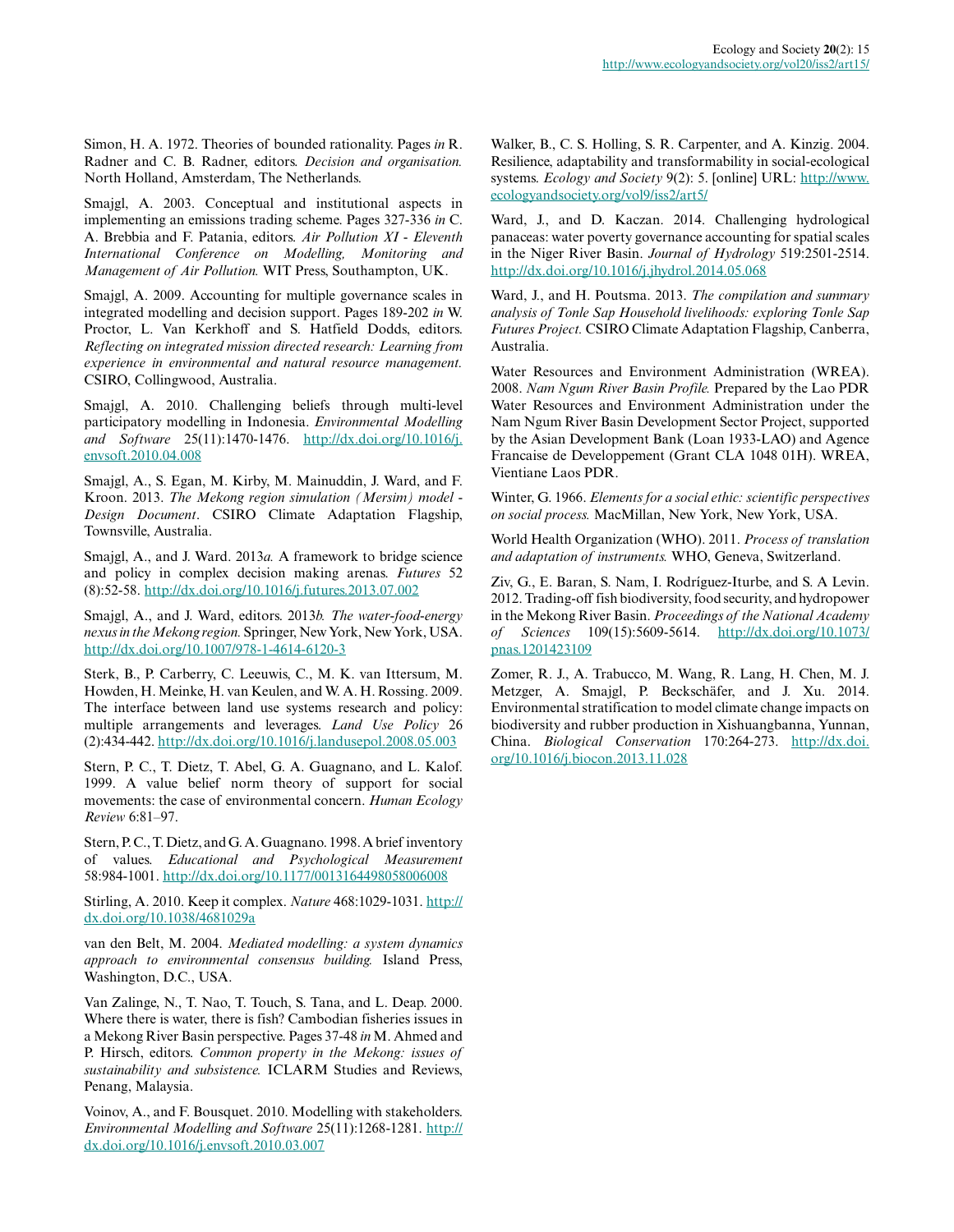Simon, H. A. 1972. Theories of bounded rationality. Pages *in* R. Radner and C. B. Radner, editors. *Decision and organisation.* North Holland, Amsterdam, The Netherlands.

Smajgl, A. 2003. Conceptual and institutional aspects in implementing an emissions trading scheme. Pages 327-336 *in* C. A. Brebbia and F. Patania, editors. *Air Pollution XI - Eleventh International Conference on Modelling, Monitoring and Management of Air Pollution.* WIT Press, Southampton, UK.

Smajgl, A. 2009. Accounting for multiple governance scales in integrated modelling and decision support. Pages 189-202 *in* W. Proctor, L. Van Kerkhoff and S. Hatfield Dodds, editors. *Reflecting on integrated mission directed research: Learning from experience in environmental and natural resource management.* CSIRO, Collingwood, Australia.

Smajgl, A. 2010. Challenging beliefs through multi-level participatory modelling in Indonesia. *Environmental Modelling and Software* 25(11):1470-1476. http://dx.doi.org/10.1016/j.envsoft.2010.04.008

Smajgl, A., S. Egan, M. Kirby, M. Mainuddin, J. Ward, and F. Kroon. 2013. *The Mekong region simulation (Mersim) model - Design Document*. CSIRO Climate Adaptation Flagship, Townsville, Australia.

Smajgl, A., and J. Ward. 2013*a.* A framework to bridge science and policy in complex decision making arenas. *Futures* 52 (8):52-58. http://dx.doi.org/10.1016/j.futures.2013.07.002

Smajgl, A., and J. Ward, editors. 2013*b. The water-food-energy nexus in the Mekong region.* Springer, New York, New York, USA. http://dx.doi.org/10.1007/978-1-4614-6120-3

Sterk, B., P. Carberry, C. Leeuwis, C., M. K. van Ittersum, M. Howden, H. Meinke, H. van Keulen, and W. A. H. Rossing. 2009. The interface between land use systems research and policy: multiple arrangements and leverages. *Land Use Policy* 26 (2):434-442. http://dx.doi.org/10.1016/j.landusepol.2008.05.003

Stern, P. C., T. Dietz, T. Abel, G. A. Guagnano, and L. Kalof. 1999. A value belief norm theory of support for social movements: the case of environmental concern. *Human Ecology Review* 6:81–97.

Stern, P. C., T. Dietz, and G. A. Guagnano. 1998. A brief inventory of values. *Educational and Psychological Measurement* 58:984-1001. http://dx.doi.org/10.1177/0013164498058006008

Stirling, A. 2010. Keep it complex. *Nature* 468:1029-1031. http://dx.doi.org/10.1038/4681029a

van den Belt, M. 2004. *Mediated modelling: a system dynamics approach to environmental consensus building.* Island Press, Washington, D.C., USA.

Van Zalinge, N., T. Nao, T. Touch, S. Tana, and L. Deap. 2000. Where there is water, there is fish? Cambodian fisheries issues in a Mekong River Basin perspective. Pages 37-48 *in* M. Ahmed and P. Hirsch, editors. *Common property in the Mekong: issues of sustainability and subsistence.* ICLARM Studies and Reviews, Penang, Malaysia.

Voinov, A., and F. Bousquet. 2010. Modelling with stakeholders. *Environmental Modelling and Software* 25(11):1268-1281. http://dx.doi.org/10.1016/j.envsoft.2010.03.007

Walker, B., C. S. Holling, S. R. Carpenter, and A. Kinzig. 2004. Resilience, adaptability and transformability in social-ecological systems. *Ecology and Society* 9(2): 5. [online] URL: http://www.ecologyandsociety.org/vol9/iss2/art5/

Ward, J., and D. Kaczan. 2014. Challenging hydrological panaceas: water poverty governance accounting for spatial scales in the Niger River Basin. *Journal of Hydrology* 519:2501-2514. http://dx.doi.org/10.1016/j.jhydrol.2014.05.068

Ward, J., and H. Poutsma. 2013. *The compilation and summary analysis of Tonle Sap Household livelihoods: exploring Tonle Sap Futures Project.* CSIRO Climate Adaptation Flagship, Canberra, Australia.

Water Resources and Environment Administration (WREA). 2008. *Nam Ngum River Basin Profile.* Prepared by the Lao PDR Water Resources and Environment Administration under the Nam Ngum River Basin Development Sector Project, supported by the Asian Development Bank (Loan 1933-LAO) and Agence Francaise de Developpement (Grant CLA 1048 01H). WREA, Vientiane Laos PDR.

Winter, G. 1966. *Elements for a social ethic: scientific perspectives on social process.* MacMillan, New York, New York, USA.

World Health Organization (WHO). 2011. *Process of translation and adaptation of instruments.* WHO, Geneva, Switzerland.

Ziv, G., E. Baran, S. Nam, I. Rodríguez-Iturbe, and S. A Levin. 2012. Trading-off fish biodiversity, food security, and hydropower in the Mekong River Basin. *Proceedings of the National Academy of Sciences* 109(15):5609-5614. http://dx.doi.org/10.1073/pnas.1201423109

Zomer, R. J., A. Trabucco, M. Wang, R. Lang, H. Chen, M. J. Metzger, A. Smajgl, P. Beckschäfer, and J. Xu. 2014. Environmental stratification to model climate change impacts on biodiversity and rubber production in Xishuangbanna, Yunnan, China. *Biological Conservation* 170:264-273. http://dx.doi.org/10.1016/j.biocon.2013.11.028